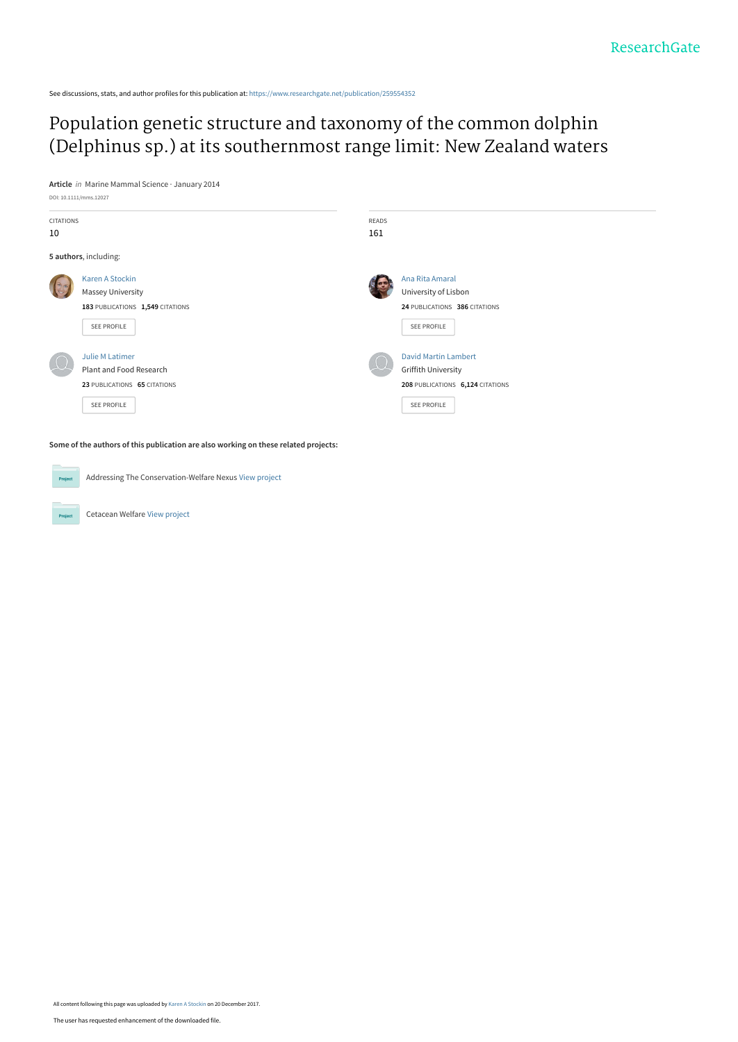See discussions, stats, and author profiles for this publication at: https://www.researchgate.net/publication/259554352

# Population genetic structure and taxonomy of the common dolphin (Delphinus sp.) at its southernmost range limit: New Zealand waters

**Article** *in* Marine Mammal Science · January 2014

DOI: 10.1111/mms.12027

CITATIONS
10

READS
161

**5 authors**, including:

Karen A Stockin
Massey University
**183** PUBLICATIONS **1,549** CITATIONS
SEE PROFILE

Ana Rita Amaral
University of Lisbon
**24** PUBLICATIONS **386** CITATIONS
SEE PROFILE

Julie M Latimer
Plant and Food Research
**23** PUBLICATIONS **65** CITATIONS
SEE PROFILE

David Martin Lambert
Griffith University
**208** PUBLICATIONS **6,124** CITATIONS
SEE PROFILE

**Some of the authors of this publication are also working on these related projects:**

Addressing The Conservation-Welfare Nexus View project

Cetacean Welfare View project

All content following this page was uploaded by Karen A Stockin on 20 December 2017.

The user has requested enhancement of the downloaded file.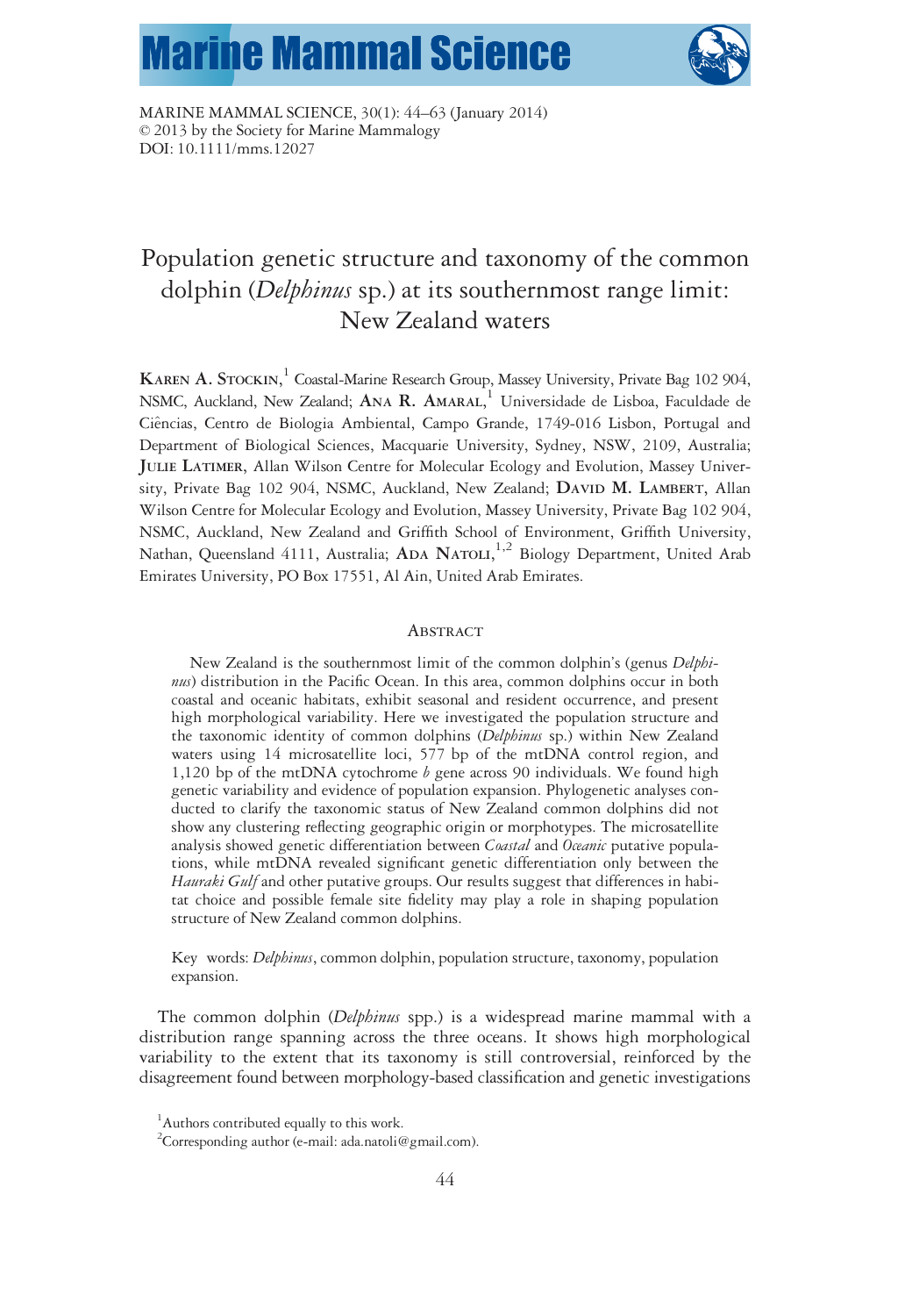# Population genetic structure and taxonomy of the common dolphin (*Delphinus* sp.) at its southernmost range limit: New Zealand waters

**Karen A. Stockin**,[1] Coastal-Marine Research Group, Massey University, Private Bag 102 904, NSMC, Auckland, New Zealand; **Ana R. Amaral**,[1] Universidade de Lisboa, Faculdade de Ciências, Centro de Biologia Ambiental, Campo Grande, 1749-016 Lisbon, Portugal and Department of Biological Sciences, Macquarie University, Sydney, NSW, 2109, Australia; **Julie Latimer**, Allan Wilson Centre for Molecular Ecology and Evolution, Massey University, Private Bag 102 904, NSMC, Auckland, New Zealand; **David M. Lambert**, Allan Wilson Centre for Molecular Ecology and Evolution, Massey University, Private Bag 102 904, NSMC, Auckland, New Zealand and Griffith School of Environment, Griffith University, Nathan, Queensland 4111, Australia; **Ada Natoli**,[1,2] Biology Department, United Arab Emirates University, PO Box 17551, Al Ain, United Arab Emirates.

## Abstract

New Zealand is the southernmost limit of the common dolphin's (genus *Delphinus*) distribution in the Pacific Ocean. In this area, common dolphins occur in both coastal and oceanic habitats, exhibit seasonal and resident occurrence, and present high morphological variability. Here we investigated the population structure and the taxonomic identity of common dolphins (*Delphinus* sp.) within New Zealand waters using 14 microsatellite loci, 577 bp of the mtDNA control region, and 1,120 bp of the mtDNA cytochrome *b* gene across 90 individuals. We found high genetic variability and evidence of population expansion. Phylogenetic analyses conducted to clarify the taxonomic status of New Zealand common dolphins did not show any clustering reflecting geographic origin or morphotypes. The microsatellite analysis showed genetic differentiation between *Coastal* and *Oceanic* putative populations, while mtDNA revealed significant genetic differentiation only between the *Hauraki Gulf* and other putative groups. Our results suggest that differences in habitat choice and possible female site fidelity may play a role in shaping population structure of New Zealand common dolphins.

Key words: *Delphinus*, common dolphin, population structure, taxonomy, population expansion.

The common dolphin (*Delphinus* spp.) is a widespread marine mammal with a distribution range spanning across the three oceans. It shows high morphological variability to the extent that its taxonomy is still controversial, reinforced by the disagreement found between morphology-based classification and genetic investigations

[1]Authors contributed equally to this work.

[2]Corresponding author (e-mail: ada.natoli@gmail.com).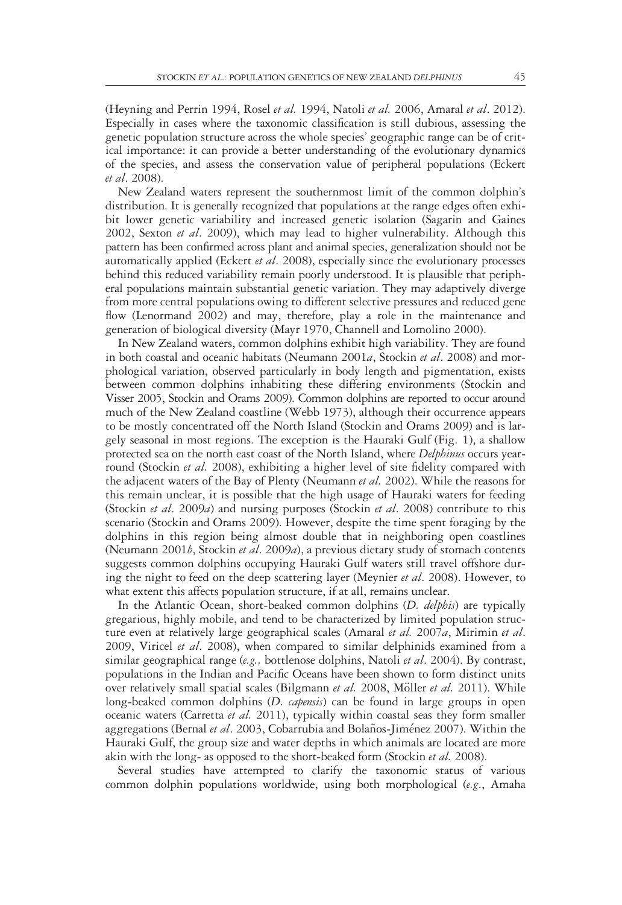(Heyning and Perrin 1994, Rosel *et al.* 1994, Natoli *et al.* 2006, Amaral *et al*. 2012). Especially in cases where the taxonomic classification is still dubious, assessing the genetic population structure across the whole species' geographic range can be of critical importance: it can provide a better understanding of the evolutionary dynamics of the species, and assess the conservation value of peripheral populations (Eckert *et al*. 2008).

New Zealand waters represent the southernmost limit of the common dolphin's distribution. It is generally recognized that populations at the range edges often exhibit lower genetic variability and increased genetic isolation (Sagarin and Gaines 2002, Sexton *et al*. 2009), which may lead to higher vulnerability. Although this pattern has been confirmed across plant and animal species, generalization should not be automatically applied (Eckert *et al*. 2008), especially since the evolutionary processes behind this reduced variability remain poorly understood. It is plausible that peripheral populations maintain substantial genetic variation. They may adaptively diverge from more central populations owing to different selective pressures and reduced gene flow (Lenormand 2002) and may, therefore, play a role in the maintenance and generation of biological diversity (Mayr 1970, Channell and Lomolino 2000).

In New Zealand waters, common dolphins exhibit high variability. They are found in both coastal and oceanic habitats (Neumann 2001*a*, Stockin *et al*. 2008) and morphological variation, observed particularly in body length and pigmentation, exists between common dolphins inhabiting these differing environments (Stockin and Visser 2005, Stockin and Orams 2009). Common dolphins are reported to occur around much of the New Zealand coastline (Webb 1973), although their occurrence appears to be mostly concentrated off the North Island (Stockin and Orams 2009) and is largely seasonal in most regions. The exception is the Hauraki Gulf (Fig. 1), a shallow protected sea on the north east coast of the North Island, where *Delphinus* occurs year-round (Stockin *et al.* 2008), exhibiting a higher level of site fidelity compared with the adjacent waters of the Bay of Plenty (Neumann *et al.* 2002). While the reasons for this remain unclear, it is possible that the high usage of Hauraki waters for feeding (Stockin *et al*. 2009*a*) and nursing purposes (Stockin *et al*. 2008) contribute to this scenario (Stockin and Orams 2009). However, despite the time spent foraging by the dolphins in this region being almost double that in neighboring open coastlines (Neumann 2001*b*, Stockin *et al*. 2009*a*), a previous dietary study of stomach contents suggests common dolphins occupying Hauraki Gulf waters still travel offshore during the night to feed on the deep scattering layer (Meynier *et al*. 2008). However, to what extent this affects population structure, if at all, remains unclear.

In the Atlantic Ocean, short-beaked common dolphins (*D. delphis*) are typically gregarious, highly mobile, and tend to be characterized by limited population structure even at relatively large geographical scales (Amaral *et al.* 2007*a*, Mirimin *et al*. 2009, Viricel *et al*. 2008), when compared to similar delphinids examined from a similar geographical range (*e.g.,* bottlenose dolphins, Natoli *et al*. 2004). By contrast, populations in the Indian and Pacific Oceans have been shown to form distinct units over relatively small spatial scales (Bilgmann *et al.* 2008, Möller *et al.* 2011). While long-beaked common dolphins (*D. capensis*) can be found in large groups in open oceanic waters (Carretta *et al.* 2011), typically within coastal seas they form smaller aggregations (Bernal *et al*. 2003, Cobarrubia and Bolaños-Jiménez 2007). Within the Hauraki Gulf, the group size and water depths in which animals are located are more akin with the long- as opposed to the short-beaked form (Stockin *et al.* 2008).

Several studies have attempted to clarify the taxonomic status of various common dolphin populations worldwide, using both morphological (*e.g*., Amaha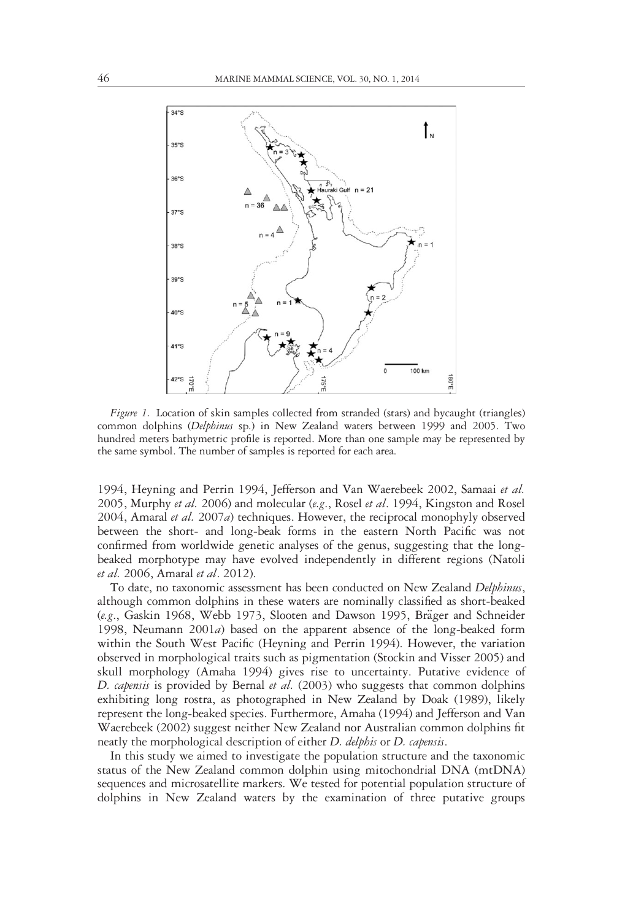*Figure 1.* Location of skin samples collected from stranded (stars) and bycaught (triangles) common dolphins (*Delphinus* sp.) in New Zealand waters between 1999 and 2005. Two hundred meters bathymetric profile is reported. More than one sample may be represented by the same symbol. The number of samples is reported for each area.

1994, Heyning and Perrin 1994, Jefferson and Van Waerebeek 2002, Samaai *et al.* 2005, Murphy *et al.* 2006) and molecular (*e.g.*, Rosel *et al*. 1994, Kingston and Rosel 2004, Amaral *et al.* 2007*a*) techniques. However, the reciprocal monophyly observed between the short- and long-beak forms in the eastern North Pacific was not confirmed from worldwide genetic analyses of the genus, suggesting that the long-beaked morphotype may have evolved independently in different regions (Natoli *et al.* 2006, Amaral *et al*. 2012).

To date, no taxonomic assessment has been conducted on New Zealand *Delphinus*, although common dolphins in these waters are nominally classified as short-beaked (*e.g.*, Gaskin 1968, Webb 1973, Slooten and Dawson 1995, Bräger and Schneider 1998, Neumann 2001*a*) based on the apparent absence of the long-beaked form within the South West Pacific (Heyning and Perrin 1994). However, the variation observed in morphological traits such as pigmentation (Stockin and Visser 2005) and skull morphology (Amaha 1994) gives rise to uncertainty. Putative evidence of *D. capensis* is provided by Bernal *et al.* (2003) who suggests that common dolphins exhibiting long rostra, as photographed in New Zealand by Doak (1989), likely represent the long-beaked species. Furthermore, Amaha (1994) and Jefferson and Van Waerebeek (2002) suggest neither New Zealand nor Australian common dolphins fit neatly the morphological description of either *D. delphis* or *D. capensis*.

In this study we aimed to investigate the population structure and the taxonomic status of the New Zealand common dolphin using mitochondrial DNA (mtDNA) sequences and microsatellite markers. We tested for potential population structure of dolphins in New Zealand waters by the examination of three putative groups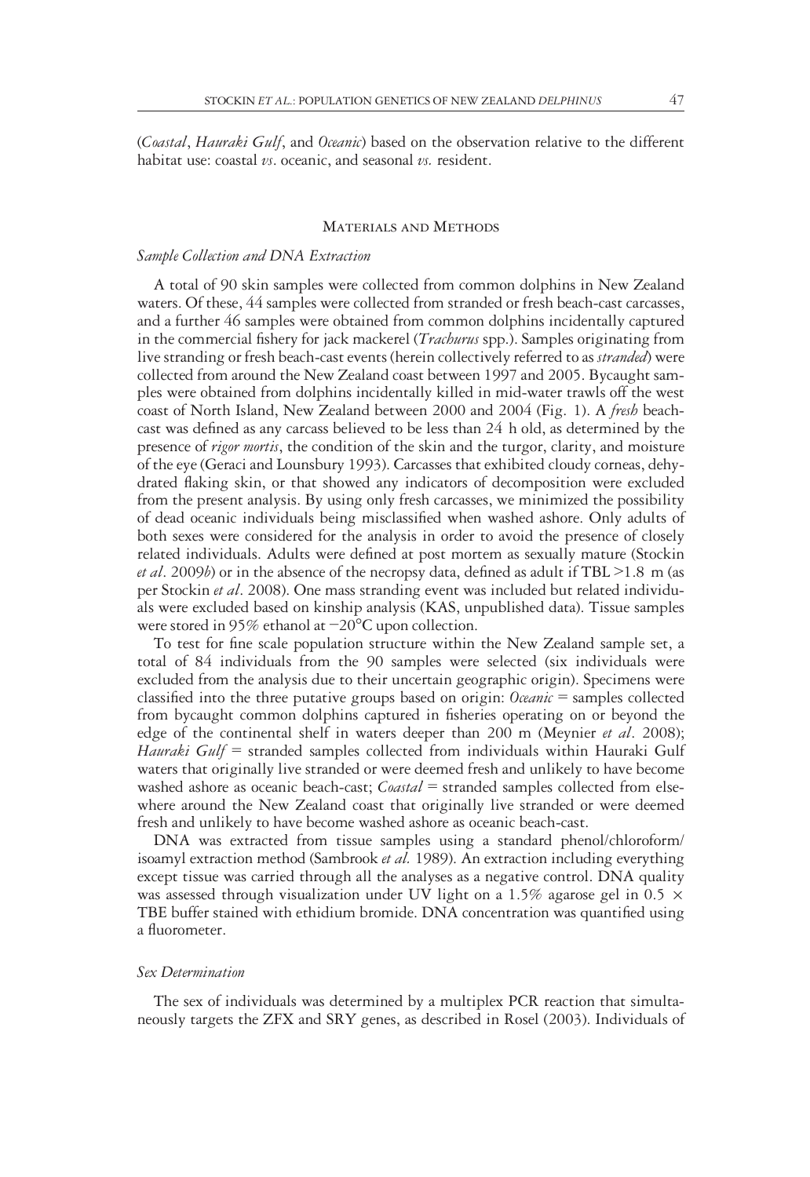(*Coastal*, *Hauraki Gulf*, and *Oceanic*) based on the observation relative to the different habitat use: coastal *vs*. oceanic, and seasonal *vs.* resident.

## Materials and Methods

### *Sample Collection and DNA Extraction*

A total of 90 skin samples were collected from common dolphins in New Zealand waters. Of these, 44 samples were collected from stranded or fresh beach-cast carcasses, and a further 46 samples were obtained from common dolphins incidentally captured in the commercial fishery for jack mackerel (*Trachurus* spp.). Samples originating from live stranding or fresh beach-cast events (herein collectively referred to as *stranded*) were collected from around the New Zealand coast between 1997 and 2005. Bycaught samples were obtained from dolphins incidentally killed in mid-water trawls off the west coast of North Island, New Zealand between 2000 and 2004 (Fig. 1). A *fresh* beach-cast was defined as any carcass believed to be less than 24 h old, as determined by the presence of *rigor mortis*, the condition of the skin and the turgor, clarity, and moisture of the eye (Geraci and Lounsbury 1993). Carcasses that exhibited cloudy corneas, dehydrated flaking skin, or that showed any indicators of decomposition were excluded from the present analysis. By using only fresh carcasses, we minimized the possibility of dead oceanic individuals being misclassified when washed ashore. Only adults of both sexes were considered for the analysis in order to avoid the presence of closely related individuals. Adults were defined at post mortem as sexually mature (Stockin *et al*. 2009*b*) or in the absence of the necropsy data, defined as adult if TBL >1.8 m (as per Stockin *et al*. 2008). One mass stranding event was included but related individuals were excluded based on kinship analysis (KAS, unpublished data). Tissue samples were stored in 95% ethanol at −20°C upon collection.

To test for fine scale population structure within the New Zealand sample set, a total of 84 individuals from the 90 samples were selected (six individuals were excluded from the analysis due to their uncertain geographic origin). Specimens were classified into the three putative groups based on origin: *Oceanic* = samples collected from bycaught common dolphins captured in fisheries operating on or beyond the edge of the continental shelf in waters deeper than 200 m (Meynier *et al*. 2008); *Hauraki Gulf* = stranded samples collected from individuals within Hauraki Gulf waters that originally live stranded or were deemed fresh and unlikely to have become washed ashore as oceanic beach-cast; *Coastal* = stranded samples collected from elsewhere around the New Zealand coast that originally live stranded or were deemed fresh and unlikely to have become washed ashore as oceanic beach-cast.

DNA was extracted from tissue samples using a standard phenol/chloroform/isoamyl extraction method (Sambrook *et al.* 1989). An extraction including everything except tissue was carried through all the analyses as a negative control. DNA quality was assessed through visualization under UV light on a 1.5% agarose gel in 0.5 × TBE buffer stained with ethidium bromide. DNA concentration was quantified using a fluorometer.

### *Sex Determination*

The sex of individuals was determined by a multiplex PCR reaction that simultaneously targets the ZFX and SRY genes, as described in Rosel (2003). Individuals of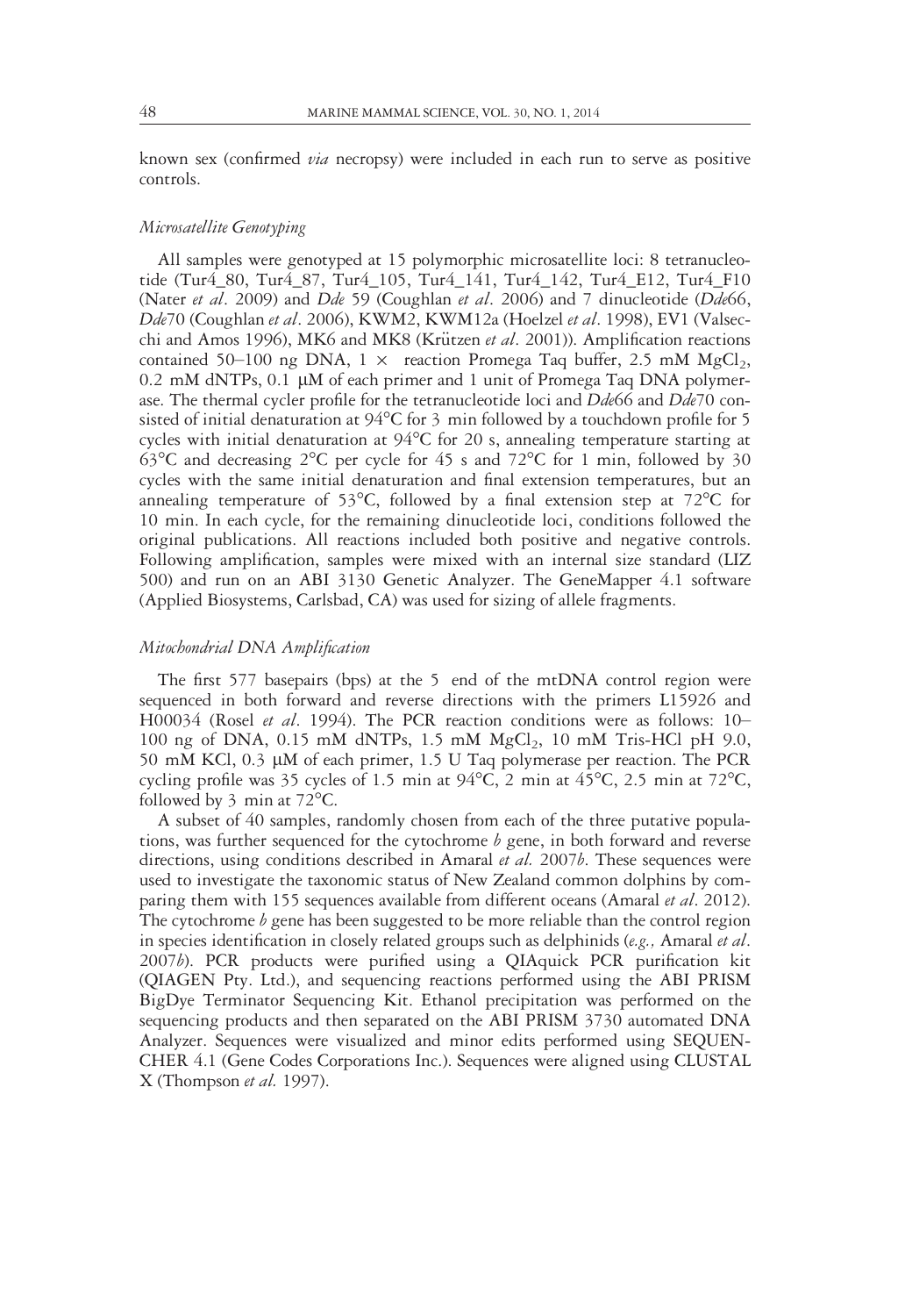known sex (confirmed *via* necropsy) were included in each run to serve as positive controls.

### *Microsatellite Genotyping*

All samples were genotyped at 15 polymorphic microsatellite loci: 8 tetranucleotide (Tur4_80, Tur4_87, Tur4_105, Tur4_141, Tur4_142, Tur4_E12, Tur4_F10 (Nater *et al*. 2009) and *Dde* 59 (Coughlan *et al*. 2006) and 7 dinucleotide (*Dde*66, *Dde*70 (Coughlan *et al*. 2006), KWM2, KWM12a (Hoelzel *et al*. 1998), EV1 (Valsecchi and Amos 1996), MK6 and MK8 (Krützen *et al*. 2001)). Amplification reactions contained 50–100 ng DNA, 1 × reaction Promega Taq buffer, 2.5 mM $MgCl_2$, 0.2 mM dNTPs, 0.1 μM of each primer and 1 unit of Promega Taq DNA polymerase. The thermal cycler profile for the tetranucleotide loci and *Dde*66 and *Dde*70 consisted of initial denaturation at 94°C for 3 min followed by a touchdown profile for 5 cycles with initial denaturation at 94°C for 20 s, annealing temperature starting at 63°C and decreasing 2°C per cycle for 45 s and 72°C for 1 min, followed by 30 cycles with the same initial denaturation and final extension temperatures, but an annealing temperature of 53°C, followed by a final extension step at 72°C for 10 min. In each cycle, for the remaining dinucleotide loci, conditions followed the original publications. All reactions included both positive and negative controls. Following amplification, samples were mixed with an internal size standard (LIZ 500) and run on an ABI 3130 Genetic Analyzer. The GeneMapper 4.1 software (Applied Biosystems, Carlsbad, CA) was used for sizing of allele fragments.

### *Mitochondrial DNA Amplification*

The first 577 basepairs (bps) at the 5 end of the mtDNA control region were sequenced in both forward and reverse directions with the primers L15926 and H00034 (Rosel *et al*. 1994). The PCR reaction conditions were as follows: 10–100 ng of DNA, 0.15 mM dNTPs, 1.5 mM $MgCl_2$, 10 mM Tris-HCl pH 9.0, 50 mM KCl, 0.3 μM of each primer, 1.5 U Taq polymerase per reaction. The PCR cycling profile was 35 cycles of 1.5 min at 94°C, 2 min at 45°C, 2.5 min at 72°C, followed by 3 min at 72°C.

A subset of 40 samples, randomly chosen from each of the three putative populations, was further sequenced for the cytochrome *b* gene, in both forward and reverse directions, using conditions described in Amaral *et al.* 2007*b*. These sequences were used to investigate the taxonomic status of New Zealand common dolphins by comparing them with 155 sequences available from different oceans (Amaral *et al*. 2012). The cytochrome *b* gene has been suggested to be more reliable than the control region in species identification in closely related groups such as delphinids (*e.g.,* Amaral *et al*. 2007*b*). PCR products were purified using a QIAquick PCR purification kit (QIAGEN Pty. Ltd.), and sequencing reactions performed using the ABI PRISM BigDye Terminator Sequencing Kit. Ethanol precipitation was performed on the sequencing products and then separated on the ABI PRISM 3730 automated DNA Analyzer. Sequences were visualized and minor edits performed using SEQUENCHER 4.1 (Gene Codes Corporations Inc.). Sequences were aligned using CLUSTAL X (Thompson *et al.* 1997).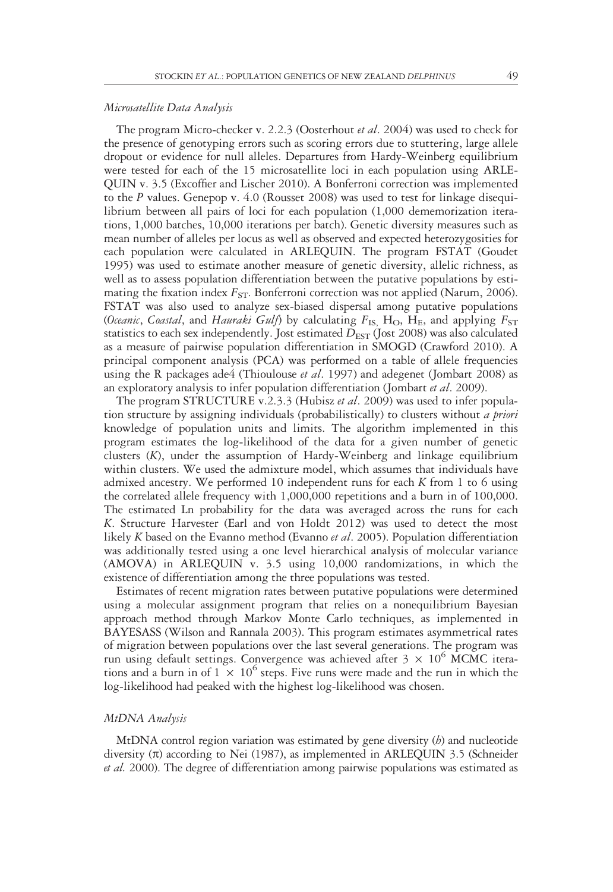### *Microsatellite Data Analysis*

The program Micro-checker v. 2.2.3 (Oosterhout *et al*. 2004) was used to check for the presence of genotyping errors such as scoring errors due to stuttering, large allele dropout or evidence for null alleles. Departures from Hardy-Weinberg equilibrium were tested for each of the 15 microsatellite loci in each population using ARLEQUIN v. 3.5 (Excoffier and Lischer 2010). A Bonferroni correction was implemented to the *P* values. Genepop v. 4.0 (Rousset 2008) was used to test for linkage disequilibrium between all pairs of loci for each population (1,000 dememorization iterations, 1,000 batches, 10,000 iterations per batch). Genetic diversity measures such as mean number of alleles per locus as well as observed and expected heterozygosities for each population were calculated in ARLEQUIN. The program FSTAT (Goudet 1995) was used to estimate another measure of genetic diversity, allelic richness, as well as to assess population differentiation between the putative populations by estimating the fixation index $F_{ST}$. Bonferroni correction was not applied (Narum, 2006). FSTAT was also used to analyze sex-biased dispersal among putative populations (*Oceanic*, *Coastal*, and *Hauraki Gulf*) by calculating $F_{IS}$, $H_O$, $H_E$, and applying $F_{ST}$ statistics to each sex independently. Jost estimated $D_{EST}$ (Jost 2008) was also calculated as a measure of pairwise population differentiation in SMOGD (Crawford 2010). A principal component analysis (PCA) was performed on a table of allele frequencies using the R packages ade4 (Thioulouse *et al*. 1997) and adegenet (Jombart 2008) as an exploratory analysis to infer population differentiation (Jombart *et al*. 2009).

The program STRUCTURE v.2.3.3 (Hubisz *et al*. 2009) was used to infer population structure by assigning individuals (probabilistically) to clusters without *a priori* knowledge of population units and limits. The algorithm implemented in this program estimates the log-likelihood of the data for a given number of genetic clusters ($K$), under the assumption of Hardy-Weinberg and linkage equilibrium within clusters. We used the admixture model, which assumes that individuals have admixed ancestry. We performed 10 independent runs for each $K$ from 1 to 6 using the correlated allele frequency with 1,000,000 repetitions and a burn in of 100,000. The estimated Ln probability for the data was averaged across the runs for each $K$. Structure Harvester (Earl and von Holdt 2012) was used to detect the most likely $K$ based on the Evanno method (Evanno *et al*. 2005). Population differentiation was additionally tested using a one level hierarchical analysis of molecular variance (AMOVA) in ARLEQUIN v. 3.5 using 10,000 randomizations, in which the existence of differentiation among the three populations was tested.

Estimates of recent migration rates between putative populations were determined using a molecular assignment program that relies on a nonequilibrium Bayesian approach method through Markov Monte Carlo techniques, as implemented in BAYESASS (Wilson and Rannala 2003). This program estimates asymmetrical rates of migration between populations over the last several generations. The program was run using default settings. Convergence was achieved after $3 \times 10^6$ MCMC iterations and a burn in of $1 \times 10^6$ steps. Five runs were made and the run in which the log-likelihood had peaked with the highest log-likelihood was chosen.

### *MtDNA Analysis*

MtDNA control region variation was estimated by gene diversity ($h$) and nucleotide diversity ($\pi$) according to Nei (1987), as implemented in ARLEQUIN 3.5 (Schneider *et al.* 2000). The degree of differentiation among pairwise populations was estimated as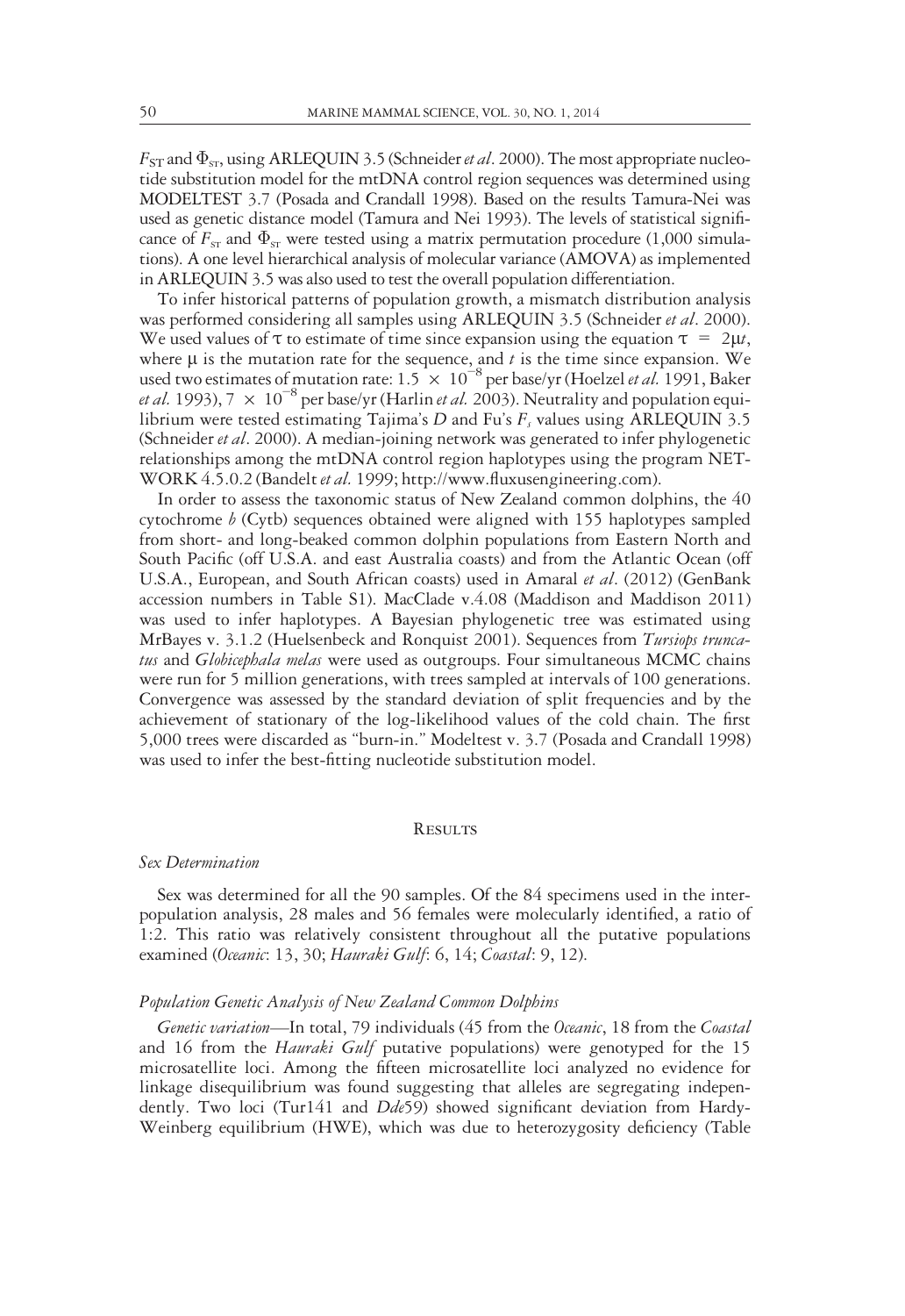$F_{ST}$ and $\Phi_{ST}$, using ARLEQUIN 3.5 (Schneider *et al*. 2000). The most appropriate nucleotide substitution model for the mtDNA control region sequences was determined using MODELTEST 3.7 (Posada and Crandall 1998). Based on the results Tamura-Nei was used as genetic distance model (Tamura and Nei 1993). The levels of statistical significance of $F_{ST}$ and $\Phi_{ST}$ were tested using a matrix permutation procedure (1,000 simulations). A one level hierarchical analysis of molecular variance (AMOVA) as implemented in ARLEQUIN 3.5 was also used to test the overall population differentiation.

To infer historical patterns of population growth, a mismatch distribution analysis was performed considering all samples using ARLEQUIN 3.5 (Schneider *et al*. 2000). We used values of $\tau$ to estimate of time since expansion using the equation $\tau = 2\mu t$, where $\mu$ is the mutation rate for the sequence, and $t$ is the time since expansion. We used two estimates of mutation rate: $1.5 \times 10^{-8}$ per base/yr (Hoelzel *et al.* 1991, Baker *et al.* 1993), $7 \times 10^{-8}$ per base/yr (Harlin *et al.* 2003). Neutrality and population equilibrium were tested estimating Tajima's $D$ and Fu's $F_s$ values using ARLEQUIN 3.5 (Schneider *et al*. 2000). A median-joining network was generated to infer phylogenetic relationships among the mtDNA control region haplotypes using the program NETWORK 4.5.0.2 (Bandelt *et al.* 1999; http://www.fluxusengineering.com).

In order to assess the taxonomic status of New Zealand common dolphins, the 40 cytochrome *b* (Cytb) sequences obtained were aligned with 155 haplotypes sampled from short- and long-beaked common dolphin populations from Eastern North and South Pacific (off U.S.A. and east Australia coasts) and from the Atlantic Ocean (off U.S.A., European, and South African coasts) used in Amaral *et al*. (2012) (GenBank accession numbers in Table S1). MacClade v.4.08 (Maddison and Maddison 2011) was used to infer haplotypes. A Bayesian phylogenetic tree was estimated using MrBayes v. 3.1.2 (Huelsenbeck and Ronquist 2001). Sequences from *Tursiops truncatus* and *Globicephala melas* were used as outgroups. Four simultaneous MCMC chains were run for 5 million generations, with trees sampled at intervals of 100 generations. Convergence was assessed by the standard deviation of split frequencies and by the achievement of stationary of the log-likelihood values of the cold chain. The first 5,000 trees were discarded as "burn-in." Modeltest v. 3.7 (Posada and Crandall 1998) was used to infer the best-fitting nucleotide substitution model.

## Results

### *Sex Determination*

Sex was determined for all the 90 samples. Of the 84 specimens used in the interpopulation analysis, 28 males and 56 females were molecularly identified, a ratio of 1:2. This ratio was relatively consistent throughout all the putative populations examined (*Oceanic*: 13, 30; *Hauraki Gulf*: 6, 14; *Coastal*: 9, 12).

### *Population Genetic Analysis of New Zealand Common Dolphins*

*Genetic variation*—In total, 79 individuals (45 from the *Oceanic*, 18 from the *Coastal* and 16 from the *Hauraki Gulf* putative populations) were genotyped for the 15 microsatellite loci. Among the fifteen microsatellite loci analyzed no evidence for linkage disequilibrium was found suggesting that alleles are segregating independently. Two loci (Tur141 and *Dde*59) showed significant deviation from Hardy-Weinberg equilibrium (HWE), which was due to heterozygosity deficiency (Table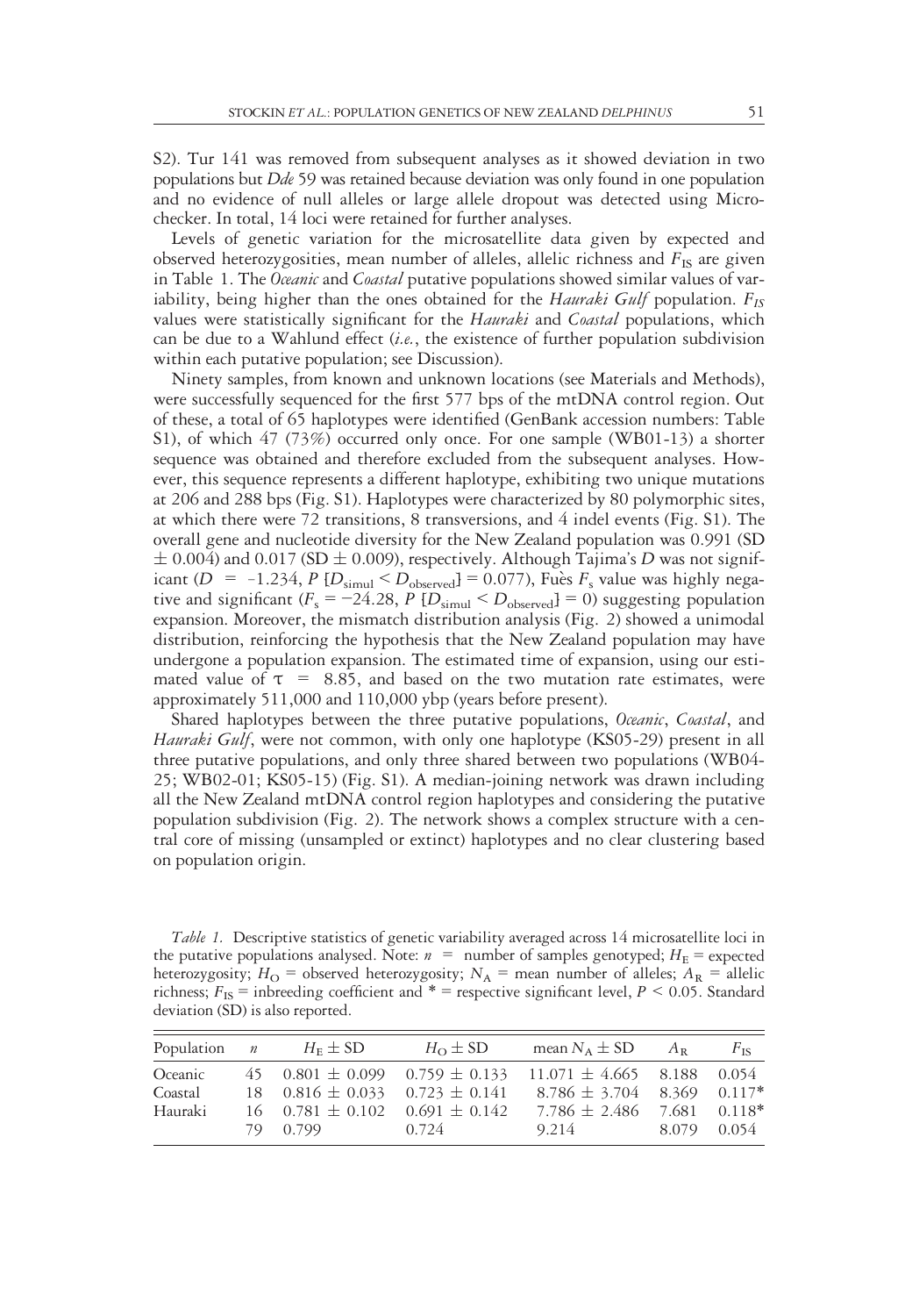S2). Tur 141 was removed from subsequent analyses as it showed deviation in two populations but *Dde* 59 was retained because deviation was only found in one population and no evidence of null alleles or large allele dropout was detected using Micro-checker. In total, 14 loci were retained for further analyses.

Levels of genetic variation for the microsatellite data given by expected and observed heterozygosities, mean number of alleles, allelic richness and $F_{IS}$ are given in Table 1. The *Oceanic* and *Coastal* putative populations showed similar values of variability, being higher than the ones obtained for the *Hauraki Gulf* population. $F_{IS}$ values were statistically significant for the *Hauraki* and *Coastal* populations, which can be due to a Wahlund effect (*i.e.*, the existence of further population subdivision within each putative population; see Discussion).

Ninety samples, from known and unknown locations (see Materials and Methods), were successfully sequenced for the first 577 bps of the mtDNA control region. Out of these, a total of 65 haplotypes were identified (GenBank accession numbers: Table S1), of which 47 (73%) occurred only once. For one sample (WB01-13) a shorter sequence was obtained and therefore excluded from the subsequent analyses. However, this sequence represents a different haplotype, exhibiting two unique mutations at 206 and 288 bps (Fig. S1). Haplotypes were characterized by 80 polymorphic sites, at which there were 72 transitions, 8 transversions, and 4 indel events (Fig. S1). The overall gene and nucleotide diversity for the New Zealand population was 0.991 (SD $\pm$ 0.004) and 0.017 (SD $\pm$ 0.009), respectively. Although Tajima's $D$ was not significant ($D = -1.234$, $P\ [D_{simul} < D_{observed}] = 0.077$), Fuès $F_s$ value was highly negative and significant ($F_s = -24.28$, $P\ [D_{simul} < D_{observed}] = 0$) suggesting population expansion. Moreover, the mismatch distribution analysis (Fig. 2) showed a unimodal distribution, reinforcing the hypothesis that the New Zealand population may have undergone a population expansion. The estimated time of expansion, using our estimated value of $\tau = 8.85$, and based on the two mutation rate estimates, were approximately 511,000 and 110,000 ybp (years before present).

Shared haplotypes between the three putative populations, *Oceanic*, *Coastal*, and *Hauraki Gulf*, were not common, with only one haplotype (KS05-29) present in all three putative populations, and only three shared between two populations (WB04-25; WB02-01; KS05-15) (Fig. S1). A median-joining network was drawn including all the New Zealand mtDNA control region haplotypes and considering the putative population subdivision (Fig. 2). The network shows a complex structure with a central core of missing (unsampled or extinct) haplotypes and no clear clustering based on population origin.

*Table 1.* Descriptive statistics of genetic variability averaged across 14 microsatellite loci in the putative populations analysed. Note: $n$ = number of samples genotyped; $H_E$ = expected heterozygosity; $H_O$ = observed heterozygosity; $N_A$ = mean number of alleles; $A_R$ = allelic richness; $F_{IS}$ = inbreeding coefficient and * = respective significant level, $P < 0.05$. Standard deviation (SD) is also reported.

| Population | $n$ | $H_E \pm$ SD | $H_O \pm$ SD | mean $N_A \pm$ SD | $A_R$ | $F_{IS}$ |
|---|---|---|---|---|---|---|
| Oceanic | 45 | 0.801 $\pm$ 0.099 | 0.759 $\pm$ 0.133 | 11.071 $\pm$ 4.665 | 8.188 | 0.054 |
| Coastal | 18 | 0.816 $\pm$ 0.033 | 0.723 $\pm$ 0.141 | 8.786 $\pm$ 3.704 | 8.369 | 0.117* |
| Hauraki | 16 | 0.781 $\pm$ 0.102 | 0.691 $\pm$ 0.142 | 7.786 $\pm$ 2.486 | 7.681 | 0.118* |
| | 79 | 0.799 | 0.724 | 9.214 | 8.079 | 0.054 |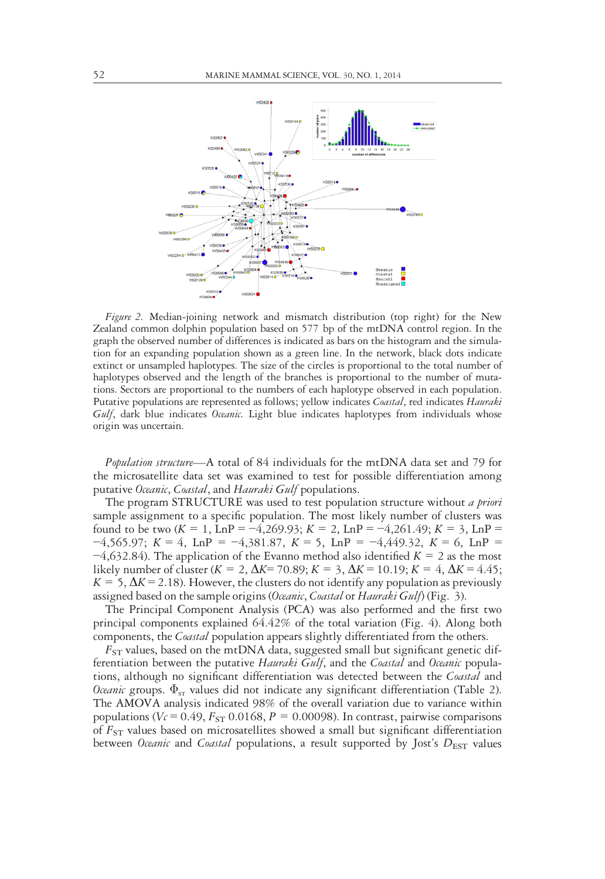*Figure 2.* Median-joining network and mismatch distribution (top right) for the New Zealand common dolphin population based on 577 bp of the mtDNA control region. In the graph the observed number of differences is indicated as bars on the histogram and the simulation for an expanding population shown as a green line. In the network, black dots indicate extinct or unsampled haplotypes. The size of the circles is proportional to the total number of haplotypes observed and the length of the branches is proportional to the number of mutations. Sectors are proportional to the numbers of each haplotype observed in each population. Putative populations are represented as follows; yellow indicates *Coastal*, red indicates *Hauraki Gulf*, dark blue indicates *Oceanic*. Light blue indicates haplotypes from individuals whose origin was uncertain.

*Population structure*—A total of 84 individuals for the mtDNA data set and 79 for the microsatellite data set was examined to test for possible differentiation among putative *Oceanic*, *Coastal*, and *Hauraki Gulf* populations.

The program STRUCTURE was used to test population structure without *a priori* sample assignment to a specific population. The most likely number of clusters was found to be two ($K$ = 1, LnP = −4,269.93; $K$ = 2, LnP = −4,261.49; $K$ = 3, LnP = −4,565.97; $K$ = 4, LnP = −4,381.87, $K$ = 5, LnP = −4,449.32, $K$ = 6, LnP = −4,632.84). The application of the Evanno method also identified $K$ = 2 as the most likely number of cluster ($K$ = 2, $\Delta K$= 70.89; $K$ = 3, $\Delta K$ = 10.19; $K$ = 4, $\Delta K$ = 4.45; $K$ = 5, $\Delta K$ = 2.18). However, the clusters do not identify any population as previously assigned based on the sample origins (*Oceanic*, *Coastal* or *Hauraki Gulf*) (Fig. 3).

The Principal Component Analysis (PCA) was also performed and the first two principal components explained 64.42% of the total variation (Fig. 4). Along both components, the *Coastal* population appears slightly differentiated from the others.

$F_{ST}$ values, based on the mtDNA data, suggested small but significant genetic differentiation between the putative *Hauraki Gulf*, and the *Coastal* and *Oceanic* populations, although no significant differentiation was detected between the *Coastal* and *Oceanic* groups. $\Phi_{ST}$ values did not indicate any significant differentiation (Table 2). The AMOVA analysis indicated 98% of the overall variation due to variance within populations ($Vc$ = 0.49, $F_{ST}$ 0.0168, $P$ = 0.00098). In contrast, pairwise comparisons of $F_{ST}$ values based on microsatellites showed a small but significant differentiation between *Oceanic* and *Coastal* populations, a result supported by Jost's $D_{EST}$ values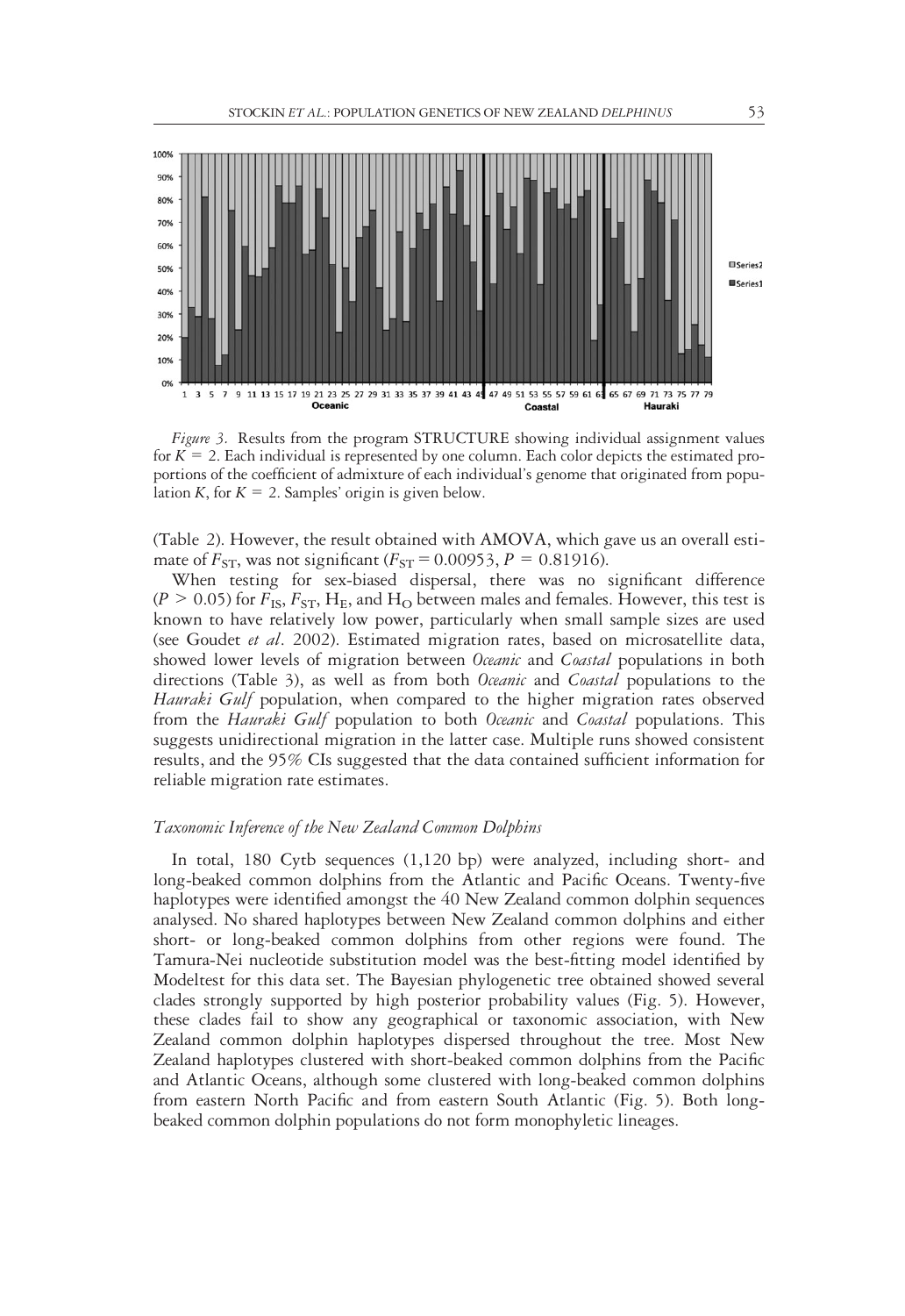*Figure 3.* Results from the program STRUCTURE showing individual assignment values for $K = 2$. Each individual is represented by one column. Each color depicts the estimated proportions of the coefficient of admixture of each individual's genome that originated from population $K$, for $K = 2$. Samples' origin is given below.

(Table 2). However, the result obtained with AMOVA, which gave us an overall estimate of $F_{ST}$, was not significant ($F_{ST} = 0.00953$, $P = 0.81916$).

When testing for sex-biased dispersal, there was no significant difference ($P > 0.05$) for $F_{IS}$, $F_{ST}$, $H_E$, and $H_O$ between males and females. However, this test is known to have relatively low power, particularly when small sample sizes are used (see Goudet *et al*. 2002). Estimated migration rates, based on microsatellite data, showed lower levels of migration between *Oceanic* and *Coastal* populations in both directions (Table 3), as well as from both *Oceanic* and *Coastal* populations to the *Hauraki Gulf* population, when compared to the higher migration rates observed from the *Hauraki Gulf* population to both *Oceanic* and *Coastal* populations. This suggests unidirectional migration in the latter case. Multiple runs showed consistent results, and the 95% CIs suggested that the data contained sufficient information for reliable migration rate estimates.

### *Taxonomic Inference of the New Zealand Common Dolphins*

In total, 180 Cytb sequences (1,120 bp) were analyzed, including short- and long-beaked common dolphins from the Atlantic and Pacific Oceans. Twenty-five haplotypes were identified amongst the 40 New Zealand common dolphin sequences analysed. No shared haplotypes between New Zealand common dolphins and either short- or long-beaked common dolphins from other regions were found. The Tamura-Nei nucleotide substitution model was the best-fitting model identified by Modeltest for this data set. The Bayesian phylogenetic tree obtained showed several clades strongly supported by high posterior probability values (Fig. 5). However, these clades fail to show any geographical or taxonomic association, with New Zealand common dolphin haplotypes dispersed throughout the tree. Most New Zealand haplotypes clustered with short-beaked common dolphins from the Pacific and Atlantic Oceans, although some clustered with long-beaked common dolphins from eastern North Pacific and from eastern South Atlantic (Fig. 5). Both long-beaked common dolphin populations do not form monophyletic lineages.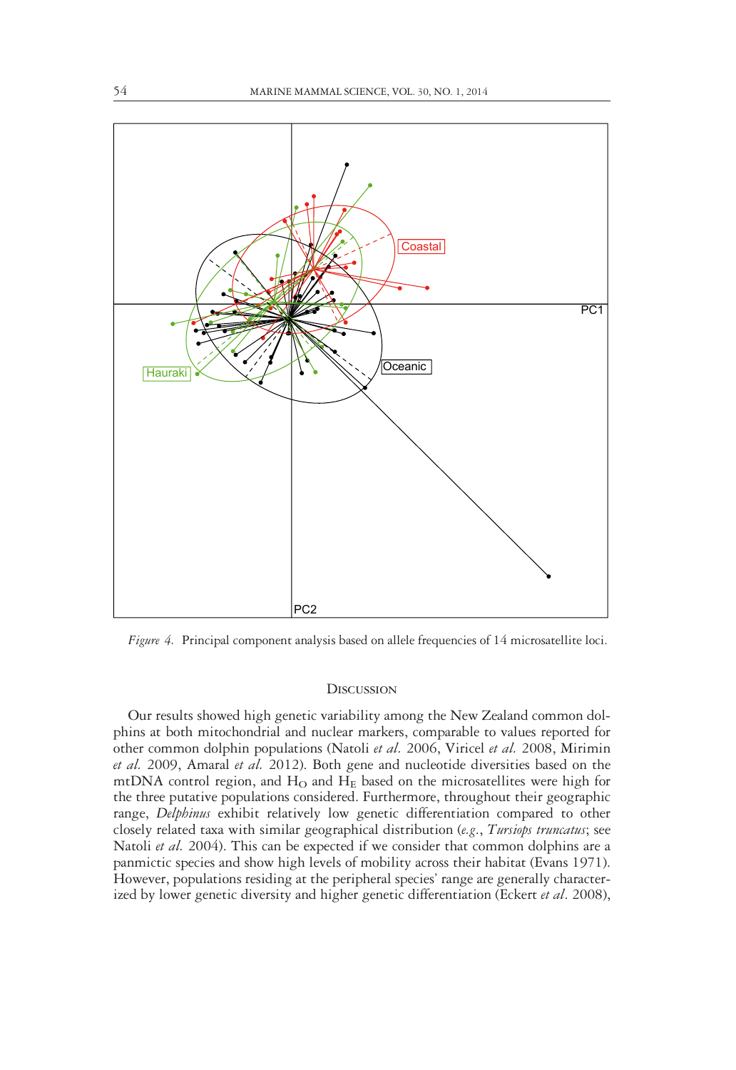*Figure 4.* Principal component analysis based on allele frequencies of 14 microsatellite loci.

## Discussion

Our results showed high genetic variability among the New Zealand common dolphins at both mitochondrial and nuclear markers, comparable to values reported for other common dolphin populations (Natoli *et al.* 2006, Viricel *et al.* 2008, Mirimin *et al.* 2009, Amaral *et al.* 2012). Both gene and nucleotide diversities based on the mtDNA control region, and $H_O$ and $H_E$ based on the microsatellites were high for the three putative populations considered. Furthermore, throughout their geographic range, *Delphinus* exhibit relatively low genetic differentiation compared to other closely related taxa with similar geographical distribution (*e.g.*, *Tursiops truncatus*; see Natoli *et al.* 2004). This can be expected if we consider that common dolphins are a panmictic species and show high levels of mobility across their habitat (Evans 1971). However, populations residing at the peripheral species' range are generally characterized by lower genetic diversity and higher genetic differentiation (Eckert *et al*. 2008),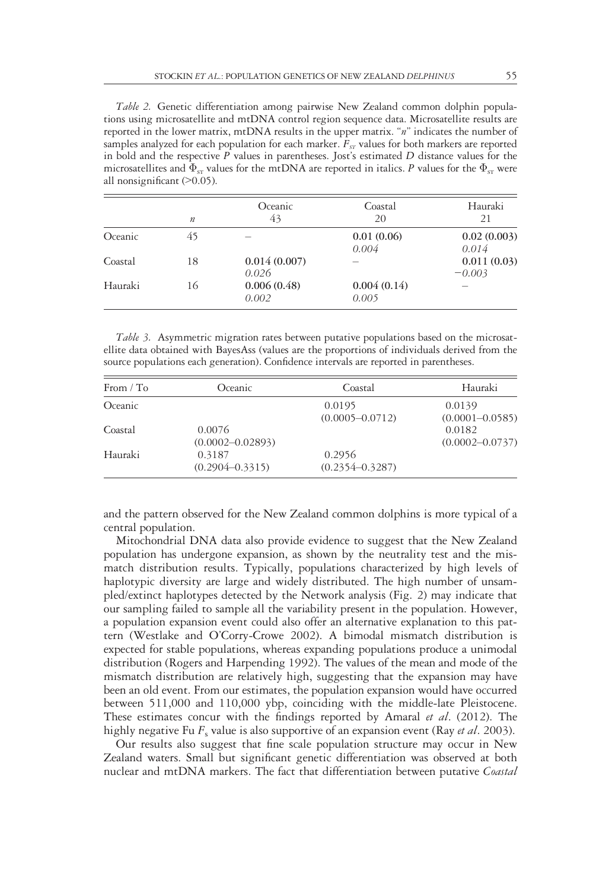*Table 2.* Genetic differentiation among pairwise New Zealand common dolphin populations using microsatellite and mtDNA control region sequence data. Microsatellite results are reported in the lower matrix, mtDNA results in the upper matrix. "*n*" indicates the number of samples analyzed for each population for each marker. $F_{ST}$ values for both markers are reported in bold and the respective *P* values in parentheses. Jost's estimated *D* distance values for the microsatellites and $\Phi_{ST}$ values for the mtDNA are reported in italics. *P* values for the $\Phi_{ST}$ were all nonsignificant (>0.05).

| | *n* | Oceanic 43 | Coastal 20 | Hauraki 21 |
|---|---|---|---|---|
| Oceanic | 45 | – | **0.01** (0.06) *0.004* | **0.02** (0.003) *0.014* |
| Coastal | 18 | **0.014** (0.007) *0.026* | – | **0.011** (0.03) *−0.003* |
| Hauraki | 16 | **0.006** (0.48) *0.002* | **0.004** (0.14) *0.005* | – |

*Table 3.* Asymmetric migration rates between putative populations based on the microsatellite data obtained with BayesAss (values are the proportions of individuals derived from the source populations each generation). Confidence intervals are reported in parentheses.

| From / To | Oceanic | Coastal | Hauraki |
|---|---|---|---|
| Oceanic | | 0.0195 (0.0005–0.0712) | 0.0139 (0.0001–0.0585) |
| Coastal | 0.0076 (0.0002–0.02893) | | 0.0182 (0.0002–0.0737) |
| Hauraki | 0.3187 (0.2904–0.3315) | 0.2956 (0.2354–0.3287) | |

and the pattern observed for the New Zealand common dolphins is more typical of a central population.

Mitochondrial DNA data also provide evidence to suggest that the New Zealand population has undergone expansion, as shown by the neutrality test and the mismatch distribution results. Typically, populations characterized by high levels of haplotypic diversity are large and widely distributed. The high number of unsampled/extinct haplotypes detected by the Network analysis (Fig. 2) may indicate that our sampling failed to sample all the variability present in the population. However, a population expansion event could also offer an alternative explanation to this pattern (Westlake and O'Corry-Crowe 2002). A bimodal mismatch distribution is expected for stable populations, whereas expanding populations produce a unimodal distribution (Rogers and Harpending 1992). The values of the mean and mode of the mismatch distribution are relatively high, suggesting that the expansion may have been an old event. From our estimates, the population expansion would have occurred between 511,000 and 110,000 ybp, coinciding with the middle-late Pleistocene. These estimates concur with the findings reported by Amaral *et al*. (2012). The highly negative Fu $F_s$ value is also supportive of an expansion event (Ray *et al*. 2003).

Our results also suggest that fine scale population structure may occur in New Zealand waters. Small but significant genetic differentiation was observed at both nuclear and mtDNA markers. The fact that differentiation between putative *Coastal*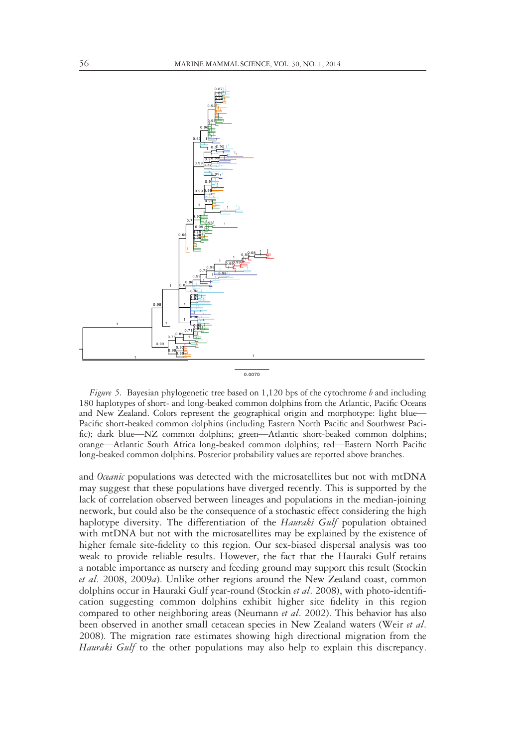*Figure 5.* Bayesian phylogenetic tree based on 1,120 bps of the cytochrome *b* and including 180 haplotypes of short- and long-beaked common dolphins from the Atlantic, Pacific Oceans and New Zealand. Colors represent the geographical origin and morphotype: light blue—Pacific short-beaked common dolphins (including Eastern North Pacific and Southwest Pacific); dark blue—NZ common dolphins; green—Atlantic short-beaked common dolphins; orange—Atlantic South Africa long-beaked common dolphins; red—Eastern North Pacific long-beaked common dolphins. Posterior probability values are reported above branches.

and *Oceanic* populations was detected with the microsatellites but not with mtDNA may suggest that these populations have diverged recently. This is supported by the lack of correlation observed between lineages and populations in the median-joining network, but could also be the consequence of a stochastic effect considering the high haplotype diversity. The differentiation of the *Hauraki Gulf* population obtained with mtDNA but not with the microsatellites may be explained by the existence of higher female site-fidelity to this region. Our sex-biased dispersal analysis was too weak to provide reliable results. However, the fact that the Hauraki Gulf retains a notable importance as nursery and feeding ground may support this result (Stockin *et al*. 2008, 2009*a*). Unlike other regions around the New Zealand coast, common dolphins occur in Hauraki Gulf year-round (Stockin *et al*. 2008), with photo-identification suggesting common dolphins exhibit higher site fidelity in this region compared to other neighboring areas (Neumann *et al*. 2002). This behavior has also been observed in another small cetacean species in New Zealand waters (Weir *et al*. 2008). The migration rate estimates showing high directional migration from the *Hauraki Gulf* to the other populations may also help to explain this discrepancy.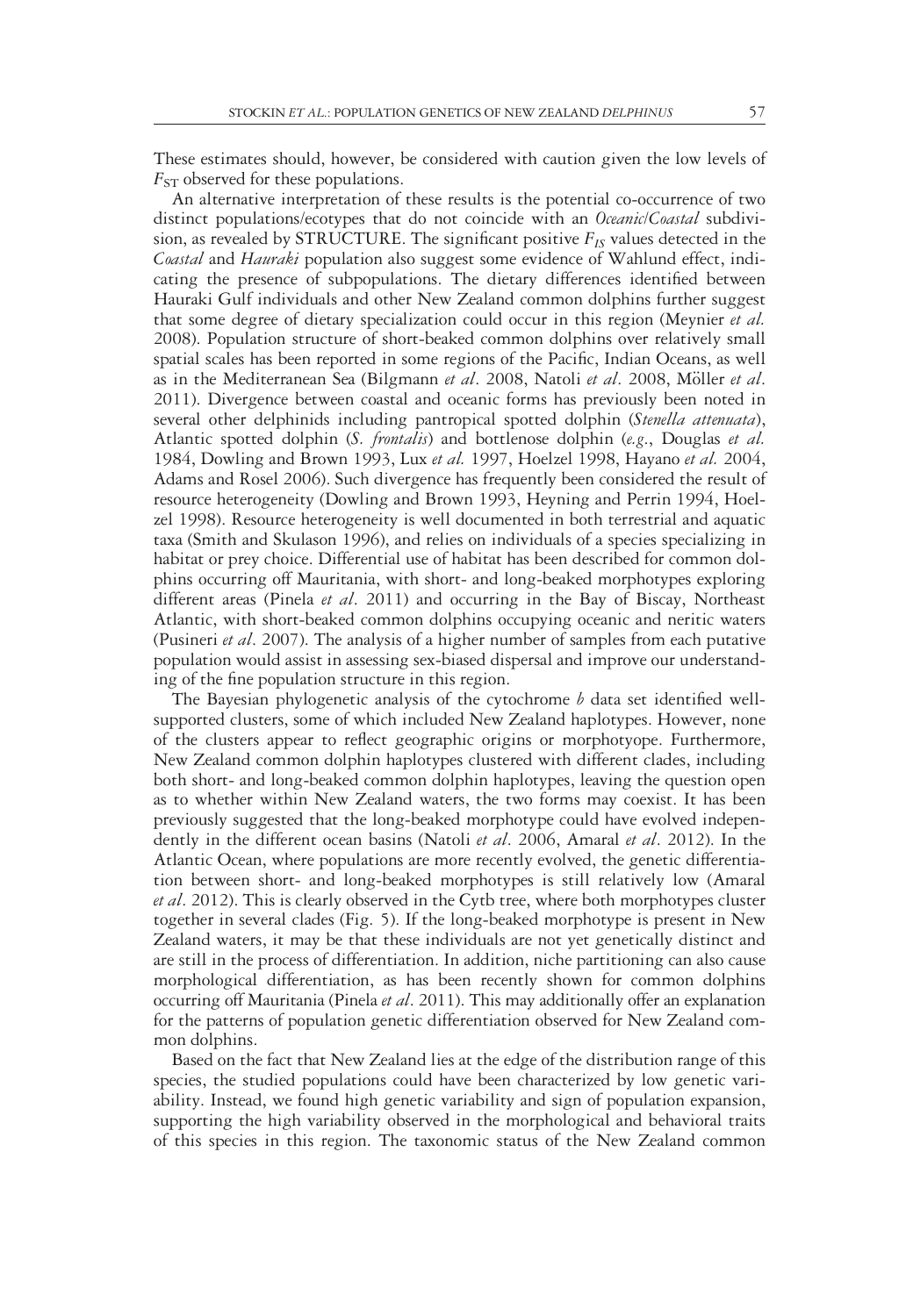These estimates should, however, be considered with caution given the low levels of $F_{ST}$ observed for these populations.

An alternative interpretation of these results is the potential co-occurrence of two distinct populations/ecotypes that do not coincide with an *Oceanic*/*Coastal* subdivision, as revealed by STRUCTURE. The significant positive $F_{IS}$ values detected in the *Coastal* and *Hauraki* population also suggest some evidence of Wahlund effect, indicating the presence of subpopulations. The dietary differences identified between Hauraki Gulf individuals and other New Zealand common dolphins further suggest that some degree of dietary specialization could occur in this region (Meynier *et al.* 2008). Population structure of short-beaked common dolphins over relatively small spatial scales has been reported in some regions of the Pacific, Indian Oceans, as well as in the Mediterranean Sea (Bilgmann *et al*. 2008, Natoli *et al*. 2008, Möller *et al*. 2011). Divergence between coastal and oceanic forms has previously been noted in several other delphinids including pantropical spotted dolphin (*Stenella attenuata*), Atlantic spotted dolphin (*S. frontalis*) and bottlenose dolphin (*e.g.*, Douglas *et al.* 1984, Dowling and Brown 1993, Lux *et al.* 1997, Hoelzel 1998, Hayano *et al.* 2004, Adams and Rosel 2006). Such divergence has frequently been considered the result of resource heterogeneity (Dowling and Brown 1993, Heyning and Perrin 1994, Hoelzel 1998). Resource heterogeneity is well documented in both terrestrial and aquatic taxa (Smith and Skulason 1996), and relies on individuals of a species specializing in habitat or prey choice. Differential use of habitat has been described for common dolphins occurring off Mauritania, with short- and long-beaked morphotypes exploring different areas (Pinela *et al*. 2011) and occurring in the Bay of Biscay, Northeast Atlantic, with short-beaked common dolphins occupying oceanic and neritic waters (Pusineri *et al*. 2007). The analysis of a higher number of samples from each putative population would assist in assessing sex-biased dispersal and improve our understanding of the fine population structure in this region.

The Bayesian phylogenetic analysis of the cytochrome *b* data set identified well-supported clusters, some of which included New Zealand haplotypes. However, none of the clusters appear to reflect geographic origins or morphotyope. Furthermore, New Zealand common dolphin haplotypes clustered with different clades, including both short- and long-beaked common dolphin haplotypes, leaving the question open as to whether within New Zealand waters, the two forms may coexist. It has been previously suggested that the long-beaked morphotype could have evolved independently in the different ocean basins (Natoli *et al*. 2006, Amaral *et al*. 2012). In the Atlantic Ocean, where populations are more recently evolved, the genetic differentiation between short- and long-beaked morphotypes is still relatively low (Amaral *et al*. 2012). This is clearly observed in the Cytb tree, where both morphotypes cluster together in several clades (Fig. 5). If the long-beaked morphotype is present in New Zealand waters, it may be that these individuals are not yet genetically distinct and are still in the process of differentiation. In addition, niche partitioning can also cause morphological differentiation, as has been recently shown for common dolphins occurring off Mauritania (Pinela *et al*. 2011). This may additionally offer an explanation for the patterns of population genetic differentiation observed for New Zealand common dolphins.

Based on the fact that New Zealand lies at the edge of the distribution range of this species, the studied populations could have been characterized by low genetic variability. Instead, we found high genetic variability and sign of population expansion, supporting the high variability observed in the morphological and behavioral traits of this species in this region. The taxonomic status of the New Zealand common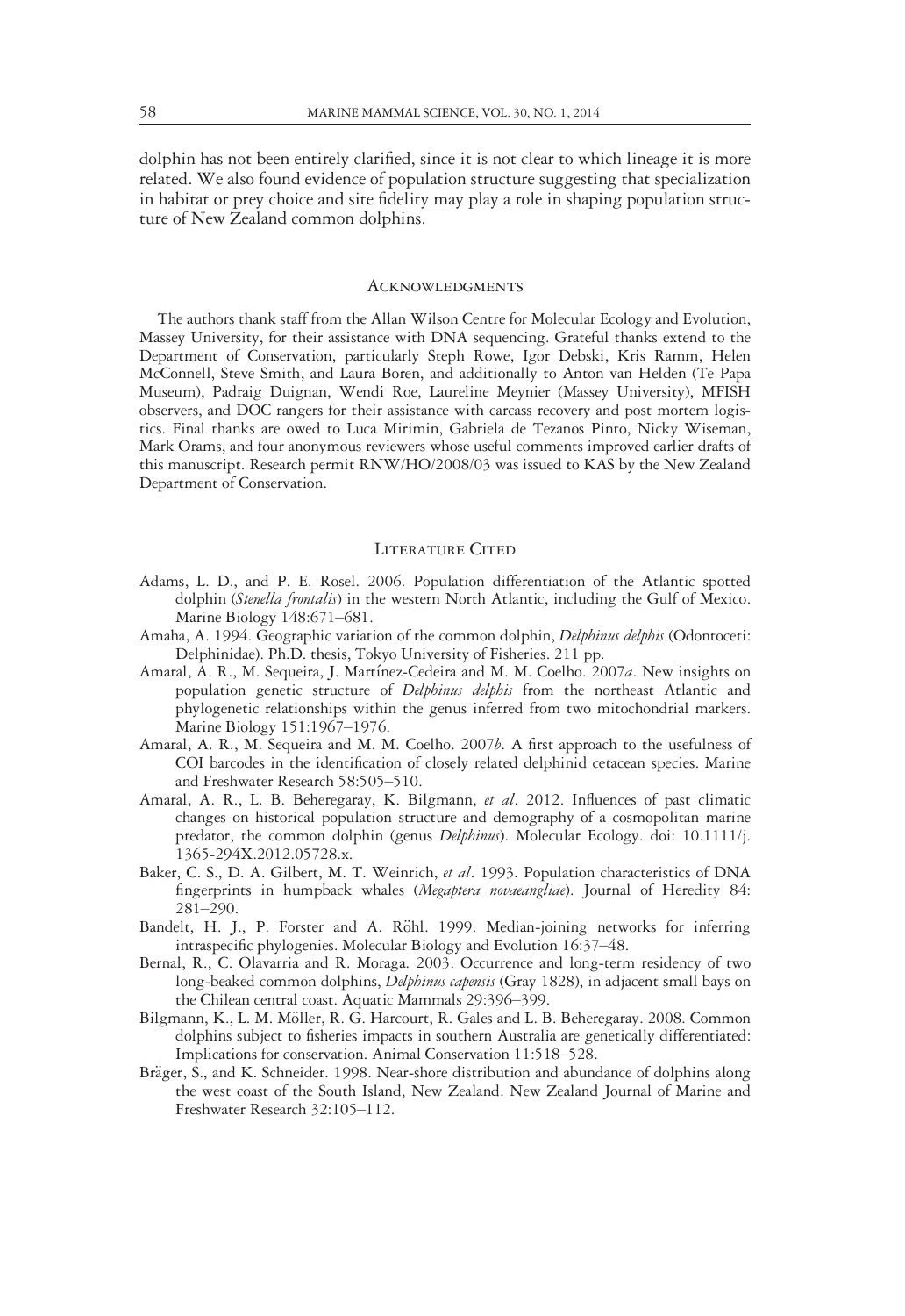dolphin has not been entirely clarified, since it is not clear to which lineage it is more related. We also found evidence of population structure suggesting that specialization in habitat or prey choice and site fidelity may play a role in shaping population structure of New Zealand common dolphins.

## Acknowledgments

The authors thank staff from the Allan Wilson Centre for Molecular Ecology and Evolution, Massey University, for their assistance with DNA sequencing. Grateful thanks extend to the Department of Conservation, particularly Steph Rowe, Igor Debski, Kris Ramm, Helen McConnell, Steve Smith, and Laura Boren, and additionally to Anton van Helden (Te Papa Museum), Padraig Duignan, Wendi Roe, Laureline Meynier (Massey University), MFISH observers, and DOC rangers for their assistance with carcass recovery and post mortem logistics. Final thanks are owed to Luca Mirimin, Gabriela de Tezanos Pinto, Nicky Wiseman, Mark Orams, and four anonymous reviewers whose useful comments improved earlier drafts of this manuscript. Research permit RNW/HO/2008/03 was issued to KAS by the New Zealand Department of Conservation.

## Literature Cited

Adams, L. D., and P. E. Rosel. 2006. Population differentiation of the Atlantic spotted dolphin (*Stenella frontalis*) in the western North Atlantic, including the Gulf of Mexico. Marine Biology 148:671–681.

Amaha, A. 1994. Geographic variation of the common dolphin, *Delphinus delphis* (Odontoceti: Delphinidae). Ph.D. thesis, Tokyo University of Fisheries. 211 pp.

Amaral, A. R., M. Sequeira, J. Martínez-Cedeira and M. M. Coelho. 2007*a*. New insights on population genetic structure of *Delphinus delphis* from the northeast Atlantic and phylogenetic relationships within the genus inferred from two mitochondrial markers. Marine Biology 151:1967–1976.

Amaral, A. R., M. Sequeira and M. M. Coelho. 2007*b*. A first approach to the usefulness of COI barcodes in the identification of closely related delphinid cetacean species. Marine and Freshwater Research 58:505–510.

Amaral, A. R., L. B. Beheregaray, K. Bilgmann, *et al*. 2012. Influences of past climatic changes on historical population structure and demography of a cosmopolitan marine predator, the common dolphin (genus *Delphinus*). Molecular Ecology. doi: 10.1111/j.1365-294X.2012.05728.x.

Baker, C. S., D. A. Gilbert, M. T. Weinrich, *et al*. 1993. Population characteristics of DNA fingerprints in humpback whales (*Megaptera novaeangliae*). Journal of Heredity 84:281–290.

Bandelt, H. J., P. Forster and A. Röhl. 1999. Median-joining networks for inferring intraspecific phylogenies. Molecular Biology and Evolution 16:37–48.

Bernal, R., C. Olavarria and R. Moraga. 2003. Occurrence and long-term residency of two long-beaked common dolphins, *Delphinus capensis* (Gray 1828), in adjacent small bays on the Chilean central coast. Aquatic Mammals 29:396–399.

Bilgmann, K., L. M. Möller, R. G. Harcourt, R. Gales and L. B. Beheregaray. 2008. Common dolphins subject to fisheries impacts in southern Australia are genetically differentiated: Implications for conservation. Animal Conservation 11:518–528.

Bräger, S., and K. Schneider. 1998. Near-shore distribution and abundance of dolphins along the west coast of the South Island, New Zealand. New Zealand Journal of Marine and Freshwater Research 32:105–112.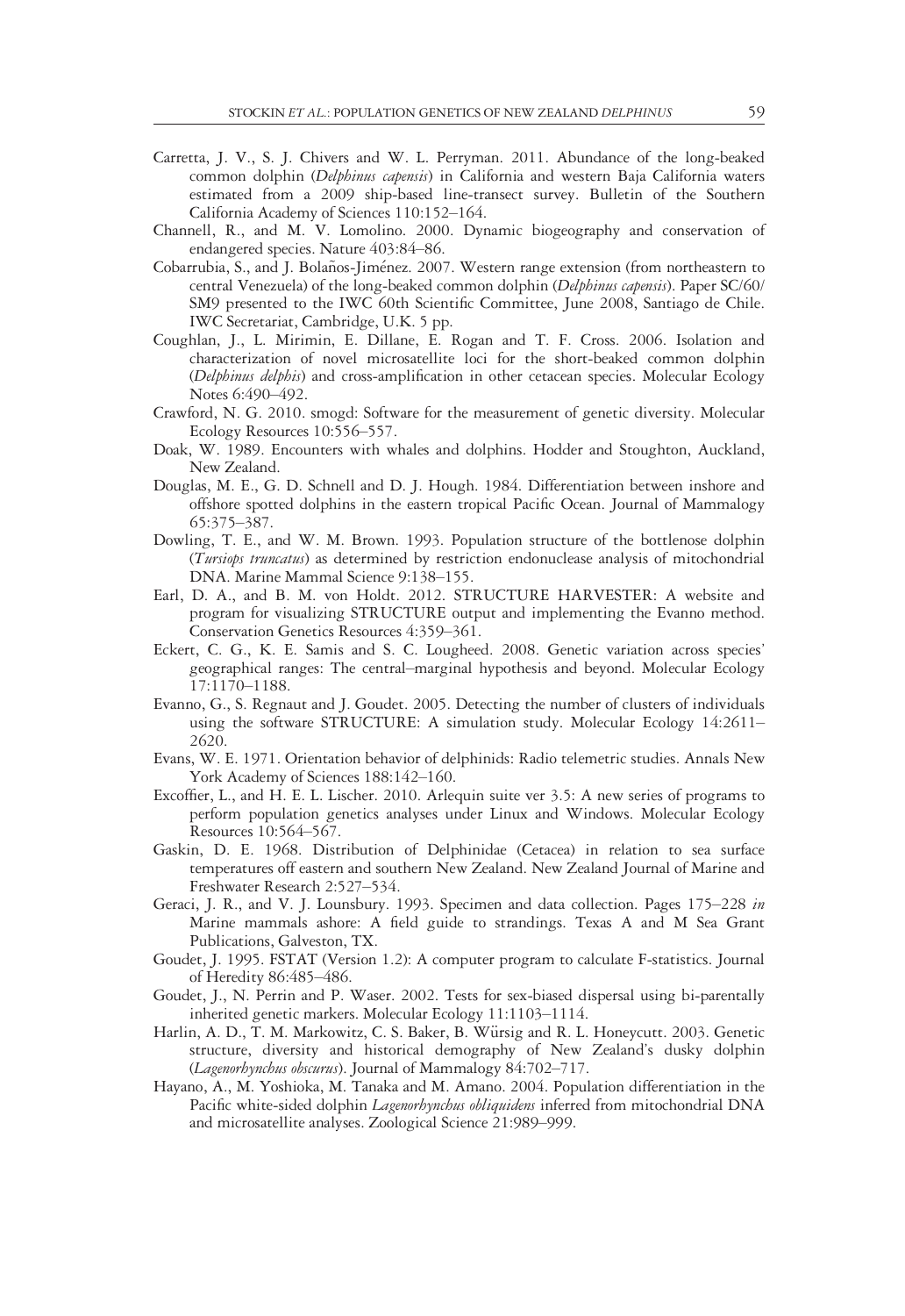Carretta, J. V., S. J. Chivers and W. L. Perryman. 2011. Abundance of the long-beaked common dolphin (*Delphinus capensis*) in California and western Baja California waters estimated from a 2009 ship-based line-transect survey. Bulletin of the Southern California Academy of Sciences 110:152–164.

Channell, R., and M. V. Lomolino. 2000. Dynamic biogeography and conservation of endangered species. Nature 403:84–86.

Cobarrubia, S., and J. Bolaños-Jiménez. 2007. Western range extension (from northeastern to central Venezuela) of the long-beaked common dolphin (*Delphinus capensis*). Paper SC/60/SM9 presented to the IWC 60th Scientific Committee, June 2008, Santiago de Chile. IWC Secretariat, Cambridge, U.K. 5 pp.

Coughlan, J., L. Mirimin, E. Dillane, E. Rogan and T. F. Cross. 2006. Isolation and characterization of novel microsatellite loci for the short-beaked common dolphin (*Delphinus delphis*) and cross-amplification in other cetacean species. Molecular Ecology Notes 6:490–492.

Crawford, N. G. 2010. smogd: Software for the measurement of genetic diversity. Molecular Ecology Resources 10:556–557.

Doak, W. 1989. Encounters with whales and dolphins. Hodder and Stoughton, Auckland, New Zealand.

Douglas, M. E., G. D. Schnell and D. J. Hough. 1984. Differentiation between inshore and offshore spotted dolphins in the eastern tropical Pacific Ocean. Journal of Mammalogy 65:375–387.

Dowling, T. E., and W. M. Brown. 1993. Population structure of the bottlenose dolphin (*Tursiops truncatus*) as determined by restriction endonuclease analysis of mitochondrial DNA. Marine Mammal Science 9:138–155.

Earl, D. A., and B. M. von Holdt. 2012. STRUCTURE HARVESTER: A website and program for visualizing STRUCTURE output and implementing the Evanno method. Conservation Genetics Resources 4:359–361.

Eckert, C. G., K. E. Samis and S. C. Lougheed. 2008. Genetic variation across species' geographical ranges: The central–marginal hypothesis and beyond. Molecular Ecology 17:1170–1188.

Evanno, G., S. Regnaut and J. Goudet. 2005. Detecting the number of clusters of individuals using the software STRUCTURE: A simulation study. Molecular Ecology 14:2611–2620.

Evans, W. E. 1971. Orientation behavior of delphinids: Radio telemetric studies. Annals New York Academy of Sciences 188:142–160.

Excoffier, L., and H. E. L. Lischer. 2010. Arlequin suite ver 3.5: A new series of programs to perform population genetics analyses under Linux and Windows. Molecular Ecology Resources 10:564–567.

Gaskin, D. E. 1968. Distribution of Delphinidae (Cetacea) in relation to sea surface temperatures off eastern and southern New Zealand. New Zealand Journal of Marine and Freshwater Research 2:527–534.

Geraci, J. R., and V. J. Lounsbury. 1993. Specimen and data collection. Pages 175–228 *in* Marine mammals ashore: A field guide to strandings. Texas A and M Sea Grant Publications, Galveston, TX.

Goudet, J. 1995. FSTAT (Version 1.2): A computer program to calculate F-statistics. Journal of Heredity 86:485–486.

Goudet, J., N. Perrin and P. Waser. 2002. Tests for sex-biased dispersal using bi-parentally inherited genetic markers. Molecular Ecology 11:1103–1114.

Harlin, A. D., T. M. Markowitz, C. S. Baker, B. Würsig and R. L. Honeycutt. 2003. Genetic structure, diversity and historical demography of New Zealand's dusky dolphin (*Lagenorhynchus obscurus*). Journal of Mammalogy 84:702–717.

Hayano, A., M. Yoshioka, M. Tanaka and M. Amano. 2004. Population differentiation in the Pacific white-sided dolphin *Lagenorhynchus obliquidens* inferred from mitochondrial DNA and microsatellite analyses. Zoological Science 21:989–999.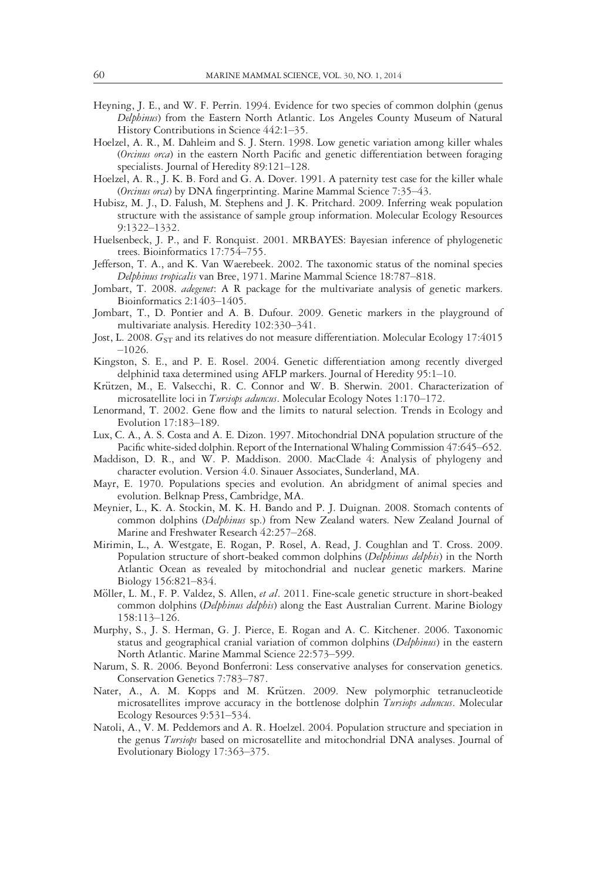Heyning, J. E., and W. F. Perrin. 1994. Evidence for two species of common dolphin (genus *Delphinus*) from the Eastern North Atlantic. Los Angeles County Museum of Natural History Contributions in Science 442:1–35.

Hoelzel, A. R., M. Dahleim and S. J. Stern. 1998. Low genetic variation among killer whales (*Orcinus orca*) in the eastern North Pacific and genetic differentiation between foraging specialists. Journal of Heredity 89:121–128.

Hoelzel, A. R., J. K. B. Ford and G. A. Dover. 1991. A paternity test case for the killer whale (*Orcinus orca*) by DNA fingerprinting. Marine Mammal Science 7:35–43.

Hubisz, M. J., D. Falush, M. Stephens and J. K. Pritchard. 2009. Inferring weak population structure with the assistance of sample group information. Molecular Ecology Resources 9:1322–1332.

Huelsenbeck, J. P., and F. Ronquist. 2001. MRBAYES: Bayesian inference of phylogenetic trees. Bioinformatics 17:754–755.

Jefferson, T. A., and K. Van Waerebeek. 2002. The taxonomic status of the nominal species *Delphinus tropicalis* van Bree, 1971. Marine Mammal Science 18:787–818.

Jombart, T. 2008. *adegenet*: A R package for the multivariate analysis of genetic markers. Bioinformatics 2:1403–1405.

Jombart, T., D. Pontier and A. B. Dufour. 2009. Genetic markers in the playground of multivariate analysis. Heredity 102:330–341.

Jost, L. 2008. $G_{ST}$ and its relatives do not measure differentiation. Molecular Ecology 17:4015–1026.

Kingston, S. E., and P. E. Rosel. 2004. Genetic differentiation among recently diverged delphinid taxa determined using AFLP markers. Journal of Heredity 95:1–10.

Krützen, M., E. Valsecchi, R. C. Connor and W. B. Sherwin. 2001. Characterization of microsatellite loci in *Tursiops aduncus*. Molecular Ecology Notes 1:170–172.

Lenormand, T. 2002. Gene flow and the limits to natural selection. Trends in Ecology and Evolution 17:183–189.

Lux, C. A., A. S. Costa and A. E. Dizon. 1997. Mitochondrial DNA population structure of the Pacific white-sided dolphin. Report of the International Whaling Commission 47:645–652.

Maddison, D. R., and W. P. Maddison. 2000. MacClade 4: Analysis of phylogeny and character evolution. Version 4.0. Sinauer Associates, Sunderland, MA.

Mayr, E. 1970. Populations species and evolution. An abridgment of animal species and evolution. Belknap Press, Cambridge, MA.

Meynier, L., K. A. Stockin, M. K. H. Bando and P. J. Duignan. 2008. Stomach contents of common dolphins (*Delphinus* sp.) from New Zealand waters. New Zealand Journal of Marine and Freshwater Research 42:257–268.

Mirimin, L., A. Westgate, E. Rogan, P. Rosel, A. Read, J. Coughlan and T. Cross. 2009. Population structure of short-beaked common dolphins (*Delphinus delphis*) in the North Atlantic Ocean as revealed by mitochondrial and nuclear genetic markers. Marine Biology 156:821–834.

Möller, L. M., F. P. Valdez, S. Allen, *et al*. 2011. Fine-scale genetic structure in short-beaked common dolphins (*Delphinus delphis*) along the East Australian Current. Marine Biology 158:113–126.

Murphy, S., J. S. Herman, G. J. Pierce, E. Rogan and A. C. Kitchener. 2006. Taxonomic status and geographical cranial variation of common dolphins (*Delphinus*) in the eastern North Atlantic. Marine Mammal Science 22:573–599.

Narum, S. R. 2006. Beyond Bonferroni: Less conservative analyses for conservation genetics. Conservation Genetics 7:783–787.

Nater, A., A. M. Kopps and M. Krützen. 2009. New polymorphic tetranucleotide microsatellites improve accuracy in the bottlenose dolphin *Tursiops aduncus*. Molecular Ecology Resources 9:531–534.

Natoli, A., V. M. Peddemors and A. R. Hoelzel. 2004. Population structure and speciation in the genus *Tursiops* based on microsatellite and mitochondrial DNA analyses. Journal of Evolutionary Biology 17:363–375.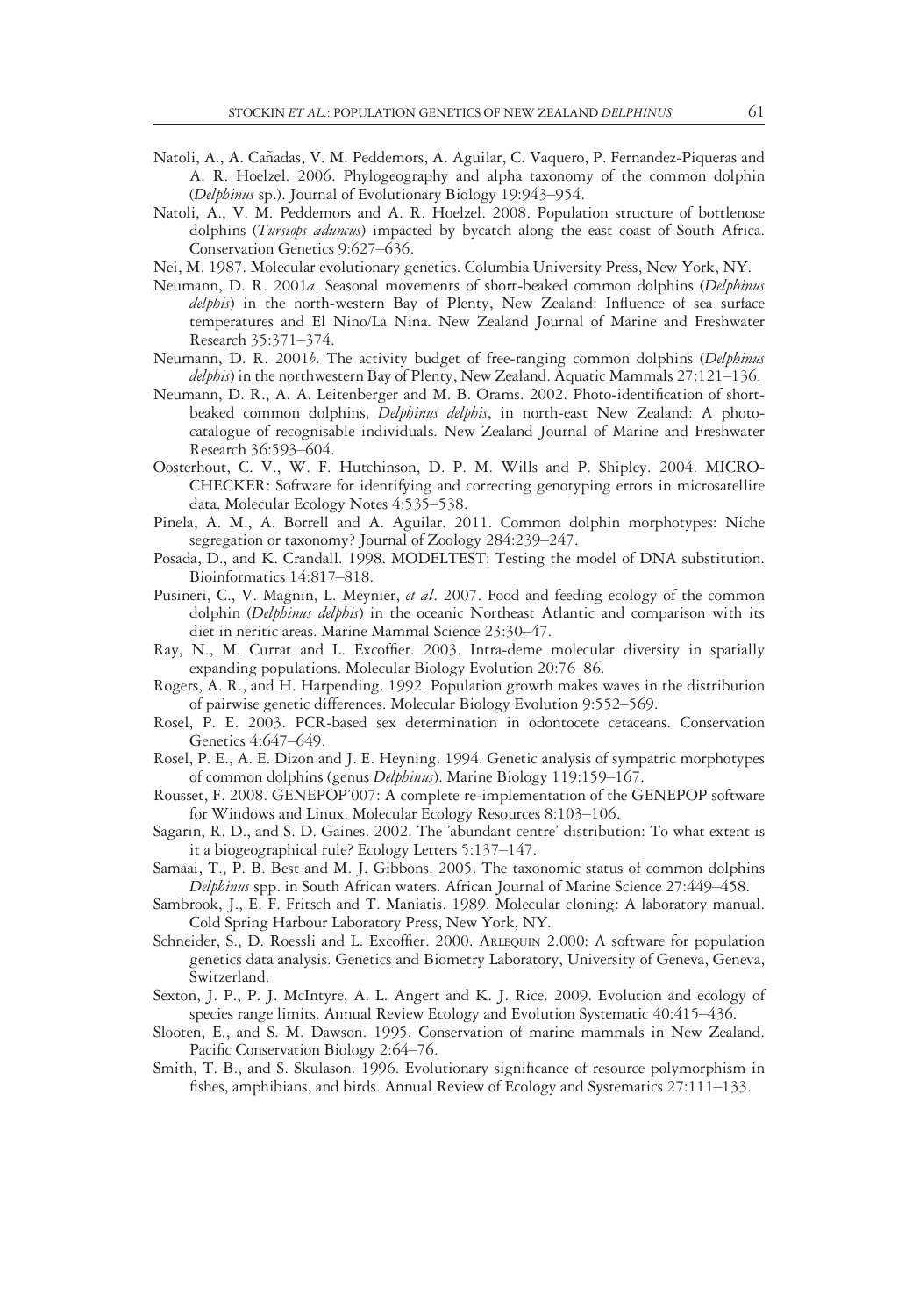Natoli, A., A. Cañadas, V. M. Peddemors, A. Aguilar, C. Vaquero, P. Fernandez-Piqueras and A. R. Hoelzel. 2006. Phylogeography and alpha taxonomy of the common dolphin (*Delphinus* sp.). Journal of Evolutionary Biology 19:943–954.

Natoli, A., V. M. Peddemors and A. R. Hoelzel. 2008. Population structure of bottlenose dolphins (*Tursiops aduncus*) impacted by bycatch along the east coast of South Africa. Conservation Genetics 9:627–636.

Nei, M. 1987. Molecular evolutionary genetics. Columbia University Press, New York, NY.

Neumann, D. R. 2001*a*. Seasonal movements of short-beaked common dolphins (*Delphinus delphis*) in the north-western Bay of Plenty, New Zealand: Influence of sea surface temperatures and El Nino/La Nina. New Zealand Journal of Marine and Freshwater Research 35:371–374.

Neumann, D. R. 2001*b*. The activity budget of free-ranging common dolphins (*Delphinus delphis*) in the northwestern Bay of Plenty, New Zealand. Aquatic Mammals 27:121–136.

Neumann, D. R., A. A. Leitenberger and M. B. Orams. 2002. Photo-identification of short-beaked common dolphins, *Delphinus delphis*, in north-east New Zealand: A photo-catalogue of recognisable individuals. New Zealand Journal of Marine and Freshwater Research 36:593–604.

Oosterhout, C. V., W. F. Hutchinson, D. P. M. Wills and P. Shipley. 2004. MICRO-CHECKER: Software for identifying and correcting genotyping errors in microsatellite data. Molecular Ecology Notes 4:535–538.

Pinela, A. M., A. Borrell and A. Aguilar. 2011. Common dolphin morphotypes: Niche segregation or taxonomy? Journal of Zoology 284:239–247.

Posada, D., and K. Crandall. 1998. MODELTEST: Testing the model of DNA substitution. Bioinformatics 14:817–818.

Pusineri, C., V. Magnin, L. Meynier, *et al*. 2007. Food and feeding ecology of the common dolphin (*Delphinus delphis*) in the oceanic Northeast Atlantic and comparison with its diet in neritic areas. Marine Mammal Science 23:30–47.

Ray, N., M. Currat and L. Excoffier. 2003. Intra-deme molecular diversity in spatially expanding populations. Molecular Biology Evolution 20:76–86.

Rogers, A. R., and H. Harpending. 1992. Population growth makes waves in the distribution of pairwise genetic differences. Molecular Biology Evolution 9:552–569.

Rosel, P. E. 2003. PCR-based sex determination in odontocete cetaceans. Conservation Genetics 4:647–649.

Rosel, P. E., A. E. Dizon and J. E. Heyning. 1994. Genetic analysis of sympatric morphotypes of common dolphins (genus *Delphinus*). Marine Biology 119:159–167.

Rousset, F. 2008. GENEPOP'007: A complete re-implementation of the GENEPOP software for Windows and Linux. Molecular Ecology Resources 8:103–106.

Sagarin, R. D., and S. D. Gaines. 2002. The 'abundant centre' distribution: To what extent is it a biogeographical rule? Ecology Letters 5:137–147.

Samaai, T., P. B. Best and M. J. Gibbons. 2005. The taxonomic status of common dolphins *Delphinus* spp. in South African waters. African Journal of Marine Science 27:449–458.

Sambrook, J., E. F. Fritsch and T. Maniatis. 1989. Molecular cloning: A laboratory manual. Cold Spring Harbour Laboratory Press, New York, NY.

Schneider, S., D. Roessli and L. Excoffier. 2000. Arlequin 2.000: A software for population genetics data analysis. Genetics and Biometry Laboratory, University of Geneva, Geneva, Switzerland.

Sexton, J. P., P. J. McIntyre, A. L. Angert and K. J. Rice. 2009. Evolution and ecology of species range limits. Annual Review Ecology and Evolution Systematic 40:415–436.

Slooten, E., and S. M. Dawson. 1995. Conservation of marine mammals in New Zealand. Pacific Conservation Biology 2:64–76.

Smith, T. B., and S. Skulason. 1996. Evolutionary significance of resource polymorphism in fishes, amphibians, and birds. Annual Review of Ecology and Systematics 27:111–133.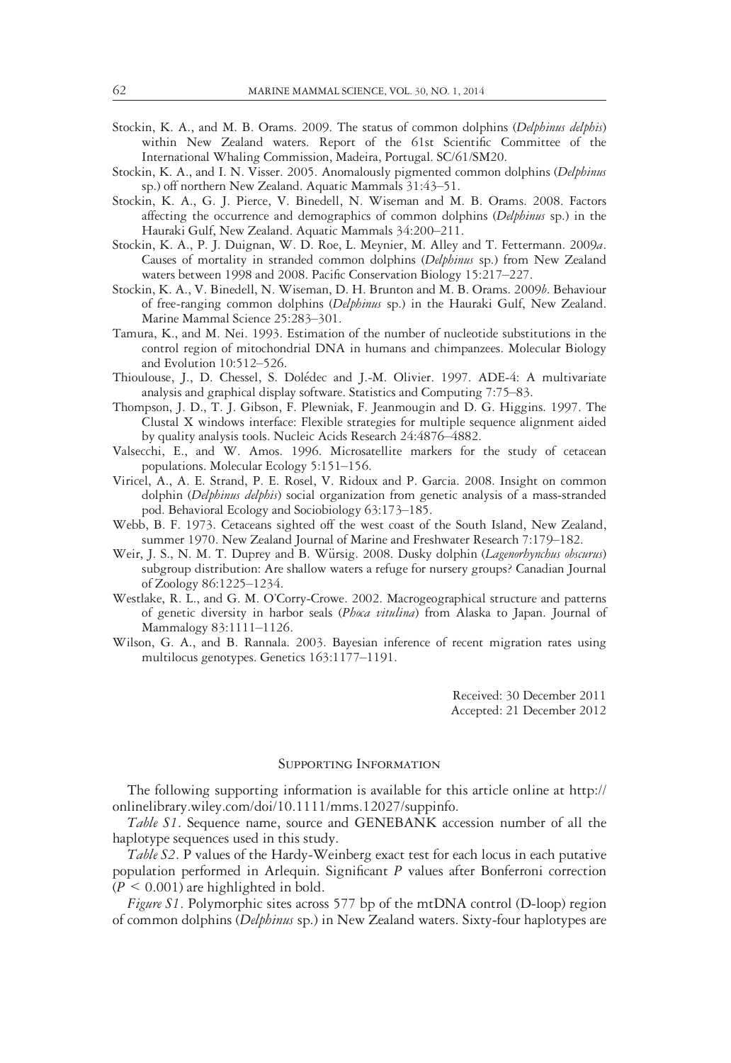Stockin, K. A., and M. B. Orams. 2009. The status of common dolphins (*Delphinus delphis*) within New Zealand waters. Report of the 61st Scientific Committee of the International Whaling Commission, Madeira, Portugal. SC/61/SM20.

Stockin, K. A., and I. N. Visser. 2005. Anomalously pigmented common dolphins (*Delphinus* sp.) off northern New Zealand. Aquatic Mammals 31:43–51.

Stockin, K. A., G. J. Pierce, V. Binedell, N. Wiseman and M. B. Orams. 2008. Factors affecting the occurrence and demographics of common dolphins (*Delphinus* sp.) in the Hauraki Gulf, New Zealand. Aquatic Mammals 34:200–211.

Stockin, K. A., P. J. Duignan, W. D. Roe, L. Meynier, M. Alley and T. Fettermann. 2009*a*. Causes of mortality in stranded common dolphins (*Delphinus* sp.) from New Zealand waters between 1998 and 2008. Pacific Conservation Biology 15:217–227.

Stockin, K. A., V. Binedell, N. Wiseman, D. H. Brunton and M. B. Orams. 2009*b*. Behaviour of free-ranging common dolphins (*Delphinus* sp.) in the Hauraki Gulf, New Zealand. Marine Mammal Science 25:283–301.

Tamura, K., and M. Nei. 1993. Estimation of the number of nucleotide substitutions in the control region of mitochondrial DNA in humans and chimpanzees. Molecular Biology and Evolution 10:512–526.

Thioulouse, J., D. Chessel, S. Dolédec and J.-M. Olivier. 1997. ADE-4: A multivariate analysis and graphical display software. Statistics and Computing 7:75–83.

Thompson, J. D., T. J. Gibson, F. Plewniak, F. Jeanmougin and D. G. Higgins. 1997. The Clustal X windows interface: Flexible strategies for multiple sequence alignment aided by quality analysis tools. Nucleic Acids Research 24:4876–4882.

Valsecchi, E., and W. Amos. 1996. Microsatellite markers for the study of cetacean populations. Molecular Ecology 5:151–156.

Viricel, A., A. E. Strand, P. E. Rosel, V. Ridoux and P. Garcia. 2008. Insight on common dolphin (*Delphinus delphis*) social organization from genetic analysis of a mass-stranded pod. Behavioral Ecology and Sociobiology 63:173–185.

Webb, B. F. 1973. Cetaceans sighted off the west coast of the South Island, New Zealand, summer 1970. New Zealand Journal of Marine and Freshwater Research 7:179–182.

Weir, J. S., N. M. T. Duprey and B. Würsig. 2008. Dusky dolphin (*Lagenorhynchus obscurus*) subgroup distribution: Are shallow waters a refuge for nursery groups? Canadian Journal of Zoology 86:1225–1234.

Westlake, R. L., and G. M. O'Corry-Crowe. 2002. Macrogeographical structure and patterns of genetic diversity in harbor seals (*Phoca vitulina*) from Alaska to Japan. Journal of Mammalogy 83:1111–1126.

Wilson, G. A., and B. Rannala. 2003. Bayesian inference of recent migration rates using multilocus genotypes. Genetics 163:1177–1191.

Received: 30 December 2011
Accepted: 21 December 2012

## Supporting Information

The following supporting information is available for this article online at http://onlinelibrary.wiley.com/doi/10.1111/mms.12027/suppinfo.

*Table S1*. Sequence name, source and GENEBANK accession number of all the haplotype sequences used in this study.

*Table S2*. P values of the Hardy-Weinberg exact test for each locus in each putative population performed in Arlequin. Significant *P* values after Bonferroni correction ($P < 0.001$) are highlighted in bold.

*Figure S1*. Polymorphic sites across 577 bp of the mtDNA control (D-loop) region of common dolphins (*Delphinus* sp.) in New Zealand waters. Sixty-four haplotypes are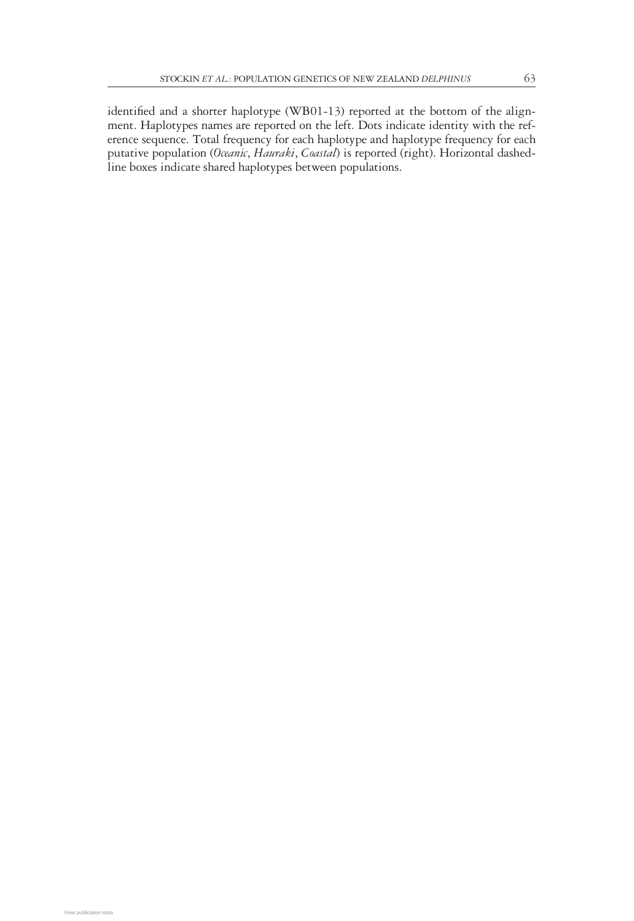identified and a shorter haplotype (WB01-13) reported at the bottom of the alignment. Haplotypes names are reported on the left. Dots indicate identity with the reference sequence. Total frequency for each haplotype and haplotype frequency for each putative population (*Oceanic*, *Hauraki*, *Coastal*) is reported (right). Horizontal dashed-line boxes indicate shared haplotypes between populations.